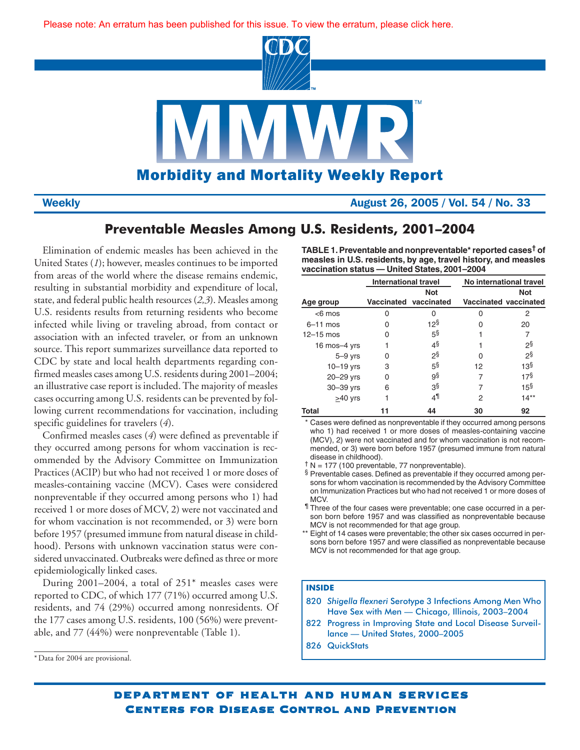Please note: An erratum has been published for this issue. To view the erratum, please click here.

# Morbidity and Mortality Weekly Report

Weekly — August 26, 2005 / Vol. 54 / No. 33

## Preventable Measles Among U.S. Residents, 2001–2004

Elimination of endemic measles has been achieved in the United States (*1*); however, measles continues to be imported from areas of the world where the disease remains endemic, resulting in substantial morbidity and expenditure of local, state, and federal public health resources (*2,3*). Measles among U.S. residents results from returning residents who become infected while living or traveling abroad, from contact or association with an infected traveler, or from an unknown source. This report summarizes surveillance data reported to CDC by state and local health departments regarding confirmed measles cases among U.S. residents during 2001–2004; an illustrative case report is included. The majority of measles cases occurring among U.S. residents can be prevented by following current recommendations for vaccination, including specific guidelines for travelers (*4*).

Confirmed measles cases (*4*) were defined as preventable if they occurred among persons for whom vaccination is recommended by the Advisory Committee on Immunization Practices (ACIP) but who had not received 1 or more doses of measles-containing vaccine (MCV). Cases were considered nonpreventable if they occurred among persons who 1) had received 1 or more doses of MCV, 2) were not vaccinated and for whom vaccination is not recommended, or 3) were born before 1957 (presumed immune from natural disease in childhood). Persons with unknown vaccination status were considered unvaccinated. Outbreaks were defined as three or more epidemiologically linked cases.

During 2001–2004, a total of 251* measles cases were reported to CDC, of which 177 (71%) occurred among U.S. residents, and 74 (29%) occurred among nonresidents. Of the 177 cases among U.S. residents, 100 (56%) were preventable, and 77 (44%) were nonpreventable (Table 1).

\* Data for 2004 are provisional.

**TABLE 1. Preventable and nonpreventable* reported cases† of measles in U.S. residents, by age, travel history, and measles vaccination status — United States, 2001–2004**

| | International travel | | No international travel | |
|---|---|---|---|---|
| Age group | Vaccinated | Not vaccinated | Vaccinated | Not vaccinated |
| <6 mos | 0 | 0 | 0 | 2 |
| 6–11 mos | 0 | 12§ | 0 | 20 |
| 12–15 mos | 0 | 5§ | 1 | 7 |
| 16 mos–4 yrs | 1 | 4§ | 1 | 2§ |
| 5–9 yrs | 0 | 2§ | 0 | 2§ |
| 10–19 yrs | 3 | 5§ | 12 | 13§ |
| 20–29 yrs | 0 | 9§ | 7 | 17§ |
| 30–39 yrs | 6 | 3§ | 7 | 15§ |
| ≥40 yrs | 1 | 4¶ | 2 | 14** |
| **Total** | **11** | **44** | **30** | **92** |

\* Cases were defined as nonpreventable if they occurred among persons who 1) had received 1 or more doses of measles-containing vaccine (MCV), 2) were not vaccinated and for whom vaccination is not recommended, or 3) were born before 1957 (presumed immune from natural disease in childhood).

† N = 177 (100 preventable, 77 nonpreventable).

§ Preventable cases. Defined as preventable if they occurred among persons for whom vaccination is recommended by the Advisory Committee on Immunization Practices but who had not received 1 or more doses of MCV.

¶ Three of the four cases were preventable; one case occurred in a person born before 1957 and was classified as nonpreventable because MCV is not recommended for that age group.

\** Eight of 14 cases were preventable; the other six cases occurred in persons born before 1957 and were classified as nonpreventable because MCV is not recommended for that age group.

**INSIDE**

- 820 *Shigella flexneri* Serotype 3 Infections Among Men Who Have Sex with Men — Chicago, Illinois, 2003–2004
- 822 Progress in Improving State and Local Disease Surveillance — United States, 2000–2005
- 826 QuickStats

DEPARTMENT OF HEALTH AND HUMAN SERVICES
CENTERS FOR DISEASE CONTROL AND PREVENTION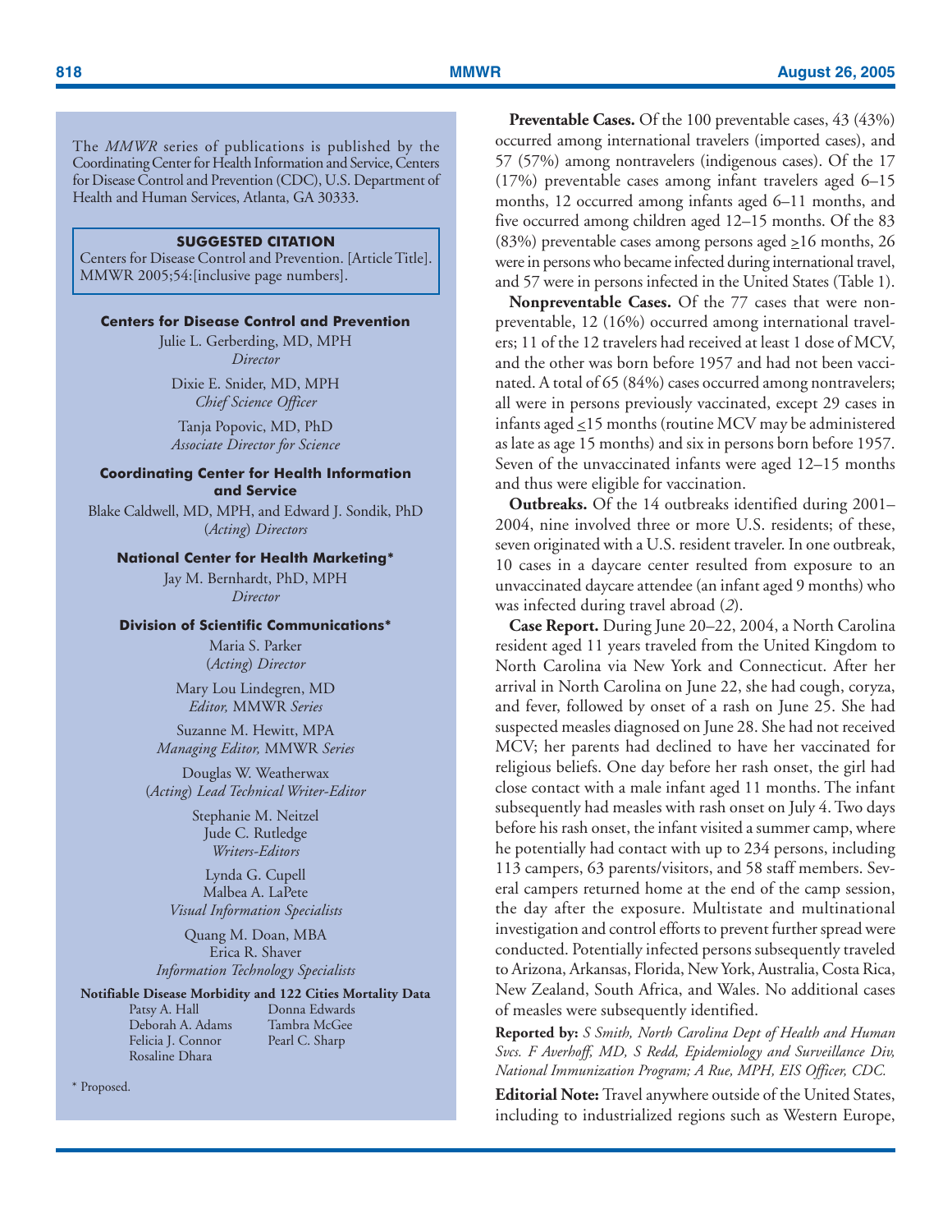The *MMWR* series of publications is published by the Coordinating Center for Health Information and Service, Centers for Disease Control and Prevention (CDC), U.S. Department of Health and Human Services, Atlanta, GA 30333.

**SUGGESTED CITATION**

Centers for Disease Control and Prevention. [Article Title]. MMWR 2005;54:[inclusive page numbers].

**Centers for Disease Control and Prevention**

Julie L. Gerberding, MD, MPH
*Director*

Dixie E. Snider, MD, MPH
*Chief Science Officer*

Tanja Popovic, MD, PhD
*Associate Director for Science*

**Coordinating Center for Health Information and Service**

Blake Caldwell, MD, MPH, and Edward J. Sondik, PhD
(*Acting*) *Directors*

**National Center for Health Marketing***

Jay M. Bernhardt, PhD, MPH
*Director*

**Division of Scientific Communications***

Maria S. Parker
(*Acting*) *Director*

Mary Lou Lindegren, MD
*Editor,* MMWR *Series*

Suzanne M. Hewitt, MPA
*Managing Editor,* MMWR *Series*

Douglas W. Weatherwax
(*Acting*) *Lead Technical Writer-Editor*

Stephanie M. Neitzel
Jude C. Rutledge
*Writers-Editors*

Lynda G. Cupell
Malbea A. LaPete
*Visual Information Specialists*

Quang M. Doan, MBA
Erica R. Shaver
*Information Technology Specialists*

**Notifiable Disease Morbidity and 122 Cities Mortality Data**

Patsy A. Hall
Deborah A. Adams
Felicia J. Connor
Rosaline Dhara
Donna Edwards
Tambra McGee
Pearl C. Sharp

\* Proposed.

**Preventable Cases.** Of the 100 preventable cases, 43 (43%) occurred among international travelers (imported cases), and 57 (57%) among nontravelers (indigenous cases). Of the 17 (17%) preventable cases among infant travelers aged 6–15 months, 12 occurred among infants aged 6–11 months, and five occurred among children aged 12–15 months. Of the 83 (83%) preventable cases among persons aged ≥16 months, 26 were in persons who became infected during international travel, and 57 were in persons infected in the United States (Table 1).

**Nonpreventable Cases.** Of the 77 cases that were nonpreventable, 12 (16%) occurred among international travelers; 11 of the 12 travelers had received at least 1 dose of MCV, and the other was born before 1957 and had not been vaccinated. A total of 65 (84%) cases occurred among nontravelers; all were in persons previously vaccinated, except 29 cases in infants aged ≤15 months (routine MCV may be administered as late as age 15 months) and six in persons born before 1957. Seven of the unvaccinated infants were aged 12–15 months and thus were eligible for vaccination.

**Outbreaks.** Of the 14 outbreaks identified during 2001–2004, nine involved three or more U.S. residents; of these, seven originated with a U.S. resident traveler. In one outbreak, 10 cases in a daycare center resulted from exposure to an unvaccinated daycare attendee (an infant aged 9 months) who was infected during travel abroad (*2*).

**Case Report.** During June 20–22, 2004, a North Carolina resident aged 11 years traveled from the United Kingdom to North Carolina via New York and Connecticut. After her arrival in North Carolina on June 22, she had cough, coryza, and fever, followed by onset of a rash on June 25. She had suspected measles diagnosed on June 28. She had not received MCV; her parents had declined to have her vaccinated for religious beliefs. One day before her rash onset, the girl had close contact with a male infant aged 11 months. The infant subsequently had measles with rash onset on July 4. Two days before his rash onset, the infant visited a summer camp, where he potentially had contact with up to 234 persons, including 113 campers, 63 parents/visitors, and 58 staff members. Several campers returned home at the end of the camp session, the day after the exposure. Multistate and multinational investigation and control efforts to prevent further spread were conducted. Potentially infected persons subsequently traveled to Arizona, Arkansas, Florida, New York, Australia, Costa Rica, New Zealand, South Africa, and Wales. No additional cases of measles were subsequently identified.

**Reported by:** *S Smith, North Carolina Dept of Health and Human Svcs. F Averhoff, MD, S Redd, Epidemiology and Surveillance Div, National Immunization Program; A Rue, MPH, EIS Officer, CDC.*

**Editorial Note:** Travel anywhere outside of the United States, including to industrialized regions such as Western Europe,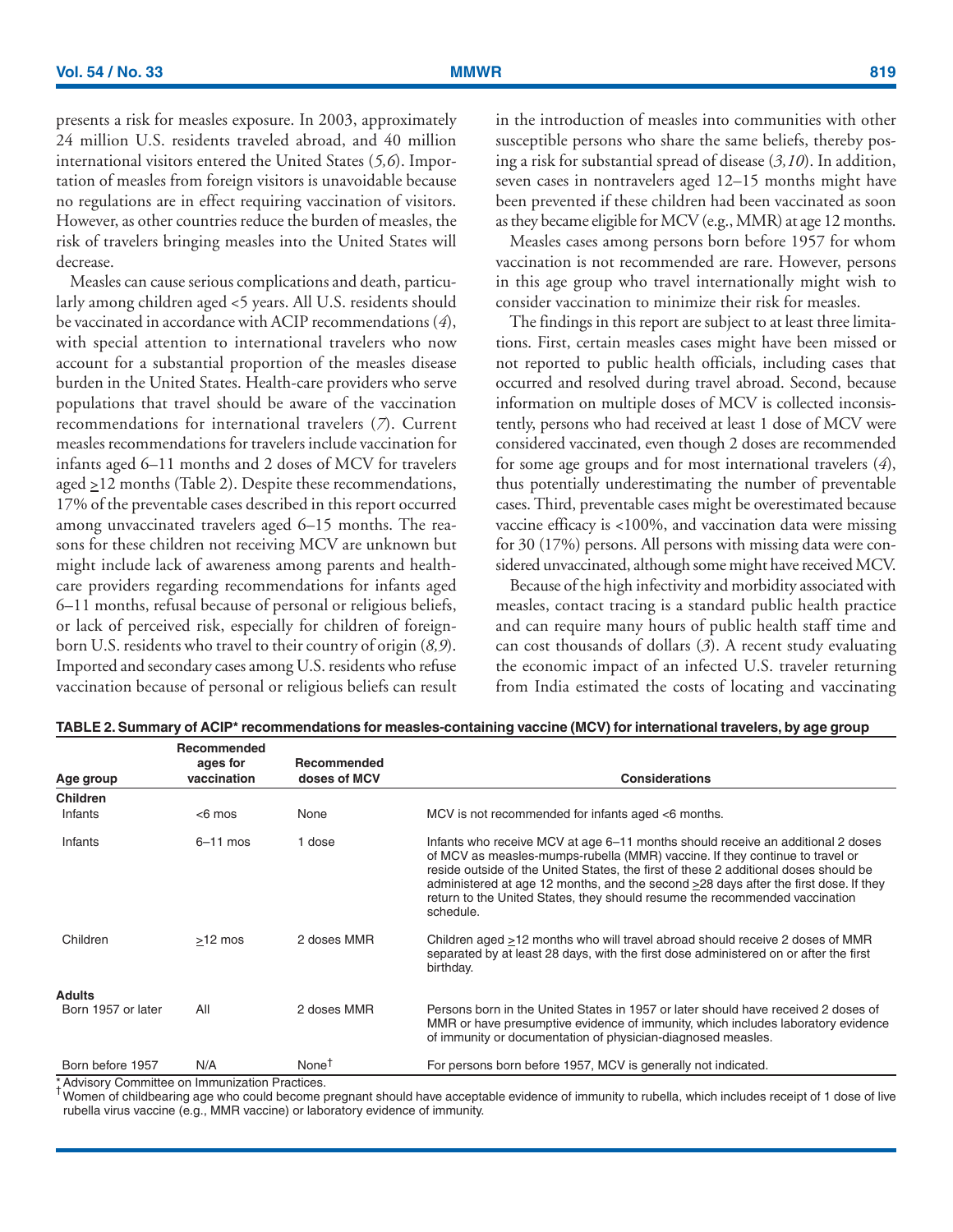presents a risk for measles exposure. In 2003, approximately 24 million U.S. residents traveled abroad, and 40 million international visitors entered the United States (*5,6*). Importation of measles from foreign visitors is unavoidable because no regulations are in effect requiring vaccination of visitors. However, as other countries reduce the burden of measles, the risk of travelers bringing measles into the United States will decrease.

Measles can cause serious complications and death, particularly among children aged <5 years. All U.S. residents should be vaccinated in accordance with ACIP recommendations (*4*), with special attention to international travelers who now account for a substantial proportion of the measles disease burden in the United States. Health-care providers who serve populations that travel should be aware of the vaccination recommendations for international travelers (*7*). Current measles recommendations for travelers include vaccination for infants aged 6–11 months and 2 doses of MCV for travelers aged ≥12 months (Table 2). Despite these recommendations, 17% of the preventable cases described in this report occurred among unvaccinated travelers aged 6–15 months. The reasons for these children not receiving MCV are unknown but might include lack of awareness among parents and health-care providers regarding recommendations for infants aged 6–11 months, refusal because of personal or religious beliefs, or lack of perceived risk, especially for children of foreign-born U.S. residents who travel to their country of origin (*8,9*). Imported and secondary cases among U.S. residents who refuse vaccination because of personal or religious beliefs can result in the introduction of measles into communities with other susceptible persons who share the same beliefs, thereby posing a risk for substantial spread of disease (*3,10*). In addition, seven cases in nontravelers aged 12–15 months might have been prevented if these children had been vaccinated as soon as they became eligible for MCV (e.g., MMR) at age 12 months.

Measles cases among persons born before 1957 for whom vaccination is not recommended are rare. However, persons in this age group who travel internationally might wish to consider vaccination to minimize their risk for measles.

The findings in this report are subject to at least three limitations. First, certain measles cases might have been missed or not reported to public health officials, including cases that occurred and resolved during travel abroad. Second, because information on multiple doses of MCV is collected inconsistently, persons who had received at least 1 dose of MCV were considered vaccinated, even though 2 doses are recommended for some age groups and for most international travelers (*4*), thus potentially underestimating the number of preventable cases. Third, preventable cases might be overestimated because vaccine efficacy is <100%, and vaccination data were missing for 30 (17%) persons. All persons with missing data were considered unvaccinated, although some might have received MCV.

Because of the high infectivity and morbidity associated with measles, contact tracing is a standard public health practice and can require many hours of public health staff time and can cost thousands of dollars (*3*). A recent study evaluating the economic impact of an infected U.S. traveler returning from India estimated the costs of locating and vaccinating

**TABLE 2. Summary of ACIP* recommendations for measles-containing vaccine (MCV) for international travelers, by age group**

| Age group | Recommended ages for vaccination | Recommended doses of MCV | Considerations |
|---|---|---|---|
| **Children** | | | |
| Infants | <6 mos | None | MCV is not recommended for infants aged <6 months. |
| Infants | 6–11 mos | 1 dose | Infants who receive MCV at age 6–11 months should receive an additional 2 doses of MCV as measles-mumps-rubella (MMR) vaccine. If they continue to travel or reside outside of the United States, the first of these 2 additional doses should be administered at age 12 months, and the second ≥28 days after the first dose. If they return to the United States, they should resume the recommended vaccination schedule. |
| Children | ≥12 mos | 2 doses MMR | Children aged ≥12 months who will travel abroad should receive 2 doses of MMR separated by at least 28 days, with the first dose administered on or after the first birthday. |
| **Adults** | | | |
| Born 1957 or later | All | 2 doses MMR | Persons born in the United States in 1957 or later should have received 2 doses of MMR or have presumptive evidence of immunity, which includes laboratory evidence of immunity or documentation of physician-diagnosed measles. |
| Born before 1957 | N/A | None† | For persons born before 1957, MCV is generally not indicated. |

\* Advisory Committee on Immunization Practices.
† Women of childbearing age who could become pregnant should have acceptable evidence of immunity to rubella, which includes receipt of 1 dose of live rubella virus vaccine (e.g., MMR vaccine) or laboratory evidence of immunity.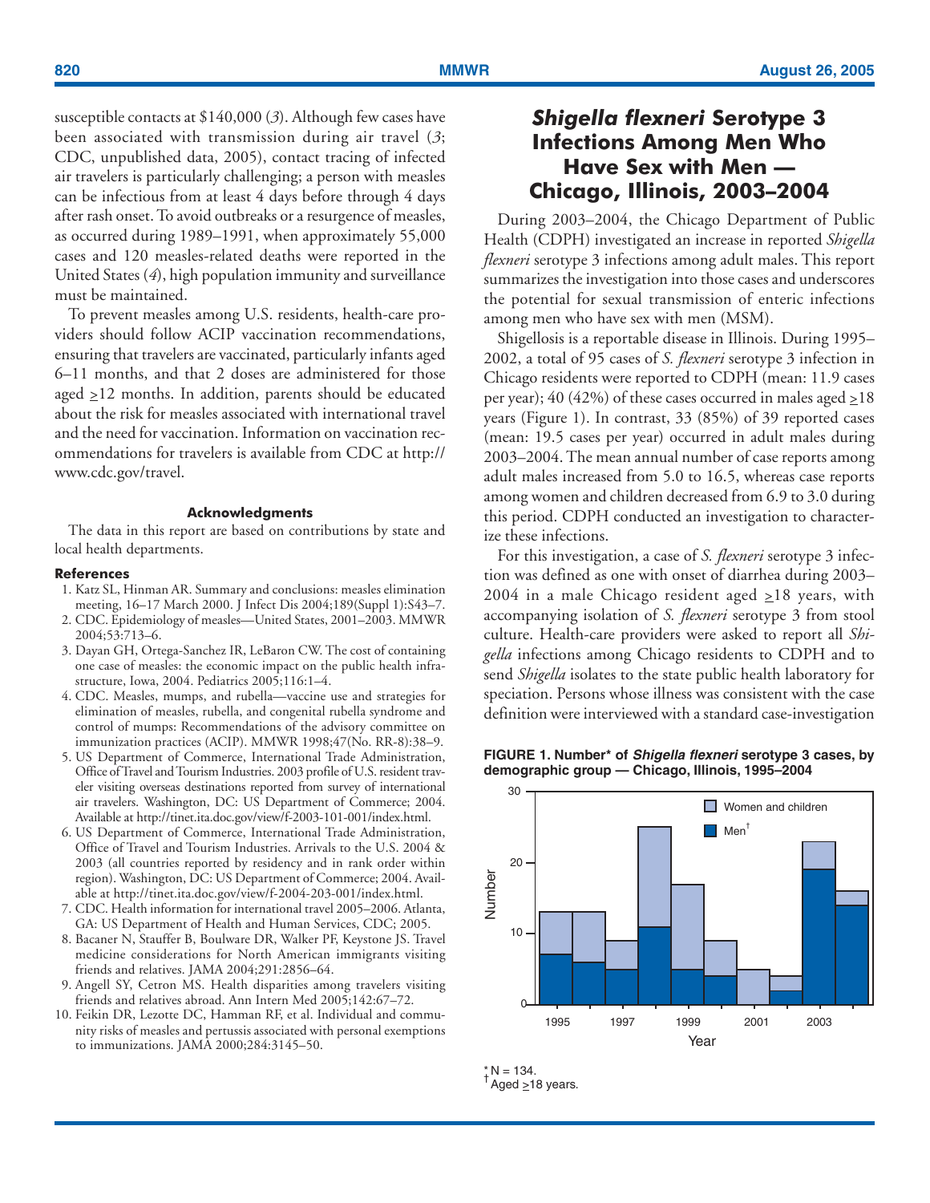susceptible contacts at $140,000 (*3*). Although few cases have been associated with transmission during air travel (*3*; CDC, unpublished data, 2005), contact tracing of infected air travelers is particularly challenging; a person with measles can be infectious from at least 4 days before through 4 days after rash onset. To avoid outbreaks or a resurgence of measles, as occurred during 1989–1991, when approximately 55,000 cases and 120 measles-related deaths were reported in the United States (*4*), high population immunity and surveillance must be maintained.

To prevent measles among U.S. residents, health-care providers should follow ACIP vaccination recommendations, ensuring that travelers are vaccinated, particularly infants aged 6–11 months, and that 2 doses are administered for those aged ≥12 months. In addition, parents should be educated about the risk for measles associated with international travel and the need for vaccination. Information on vaccination recommendations for travelers is available from CDC at http://www.cdc.gov/travel.

#### Acknowledgments

The data in this report are based on contributions by state and local health departments.

#### References

1. Katz SL, Hinman AR. Summary and conclusions: measles elimination meeting, 16–17 March 2000. J Infect Dis 2004;189(Suppl 1):S43–7.
2. CDC. Epidemiology of measles—United States, 2001–2003. MMWR 2004;53:713–6.
3. Dayan GH, Ortega-Sanchez IR, LeBaron CW. The cost of containing one case of measles: the economic impact on the public health infrastructure, Iowa, 2004. Pediatrics 2005;116:1–4.
4. CDC. Measles, mumps, and rubella—vaccine use and strategies for elimination of measles, rubella, and congenital rubella syndrome and control of mumps: Recommendations of the advisory committee on immunization practices (ACIP). MMWR 1998;47(No. RR-8):38–9.
5. US Department of Commerce, International Trade Administration, Office of Travel and Tourism Industries. 2003 profile of U.S. resident traveler visiting overseas destinations reported from survey of international air travelers. Washington, DC: US Department of Commerce; 2004. Available at http://tinet.ita.doc.gov/view/f-2003-101-001/index.html.
6. US Department of Commerce, International Trade Administration, Office of Travel and Tourism Industries. Arrivals to the U.S. 2004 & 2003 (all countries reported by residency and in rank order within region). Washington, DC: US Department of Commerce; 2004. Available at http://tinet.ita.doc.gov/view/f-2004-203-001/index.html.
7. CDC. Health information for international travel 2005–2006. Atlanta, GA: US Department of Health and Human Services, CDC; 2005.
8. Bacaner N, Stauffer B, Boulware DR, Walker PF, Keystone JS. Travel medicine considerations for North American immigrants visiting friends and relatives. JAMA 2004;291:2856–64.
9. Angell SY, Cetron MS. Health disparities among travelers visiting friends and relatives abroad. Ann Intern Med 2005;142:67–72.
10. Feikin DR, Lezotte DC, Hamman RF, et al. Individual and community risks of measles and pertussis associated with personal exemptions to immunizations. JAMA 2000;284:3145–50.

# *Shigella flexneri* Serotype 3 Infections Among Men Who Have Sex with Men — Chicago, Illinois, 2003–2004

During 2003–2004, the Chicago Department of Public Health (CDPH) investigated an increase in reported *Shigella flexneri* serotype 3 infections among adult males. This report summarizes the investigation into those cases and underscores the potential for sexual transmission of enteric infections among men who have sex with men (MSM).

Shigellosis is a reportable disease in Illinois. During 1995–2002, a total of 95 cases of *S. flexneri* serotype 3 infection in Chicago residents were reported to CDPH (mean: 11.9 cases per year); 40 (42%) of these cases occurred in males aged ≥18 years (Figure 1). In contrast, 33 (85%) of 39 reported cases (mean: 19.5 cases per year) occurred in adult males during 2003–2004. The mean annual number of case reports among adult males increased from 5.0 to 16.5, whereas case reports among women and children decreased from 6.9 to 3.0 during this period. CDPH conducted an investigation to characterize these infections.

For this investigation, a case of *S. flexneri* serotype 3 infection was defined as one with onset of diarrhea during 2003–2004 in a male Chicago resident aged ≥18 years, with accompanying isolation of *S. flexneri* serotype 3 from stool culture. Health-care providers were asked to report all *Shigella* infections among Chicago residents to CDPH and to send *Shigella* isolates to the state public health laboratory for speciation. Persons whose illness was consistent with the case definition were interviewed with a standard case-investigation

**FIGURE 1. Number\* of *Shigella flexneri* serotype 3 cases, by demographic group — Chicago, Illinois, 1995–2004**

\* N = 134.
† Aged ≥18 years.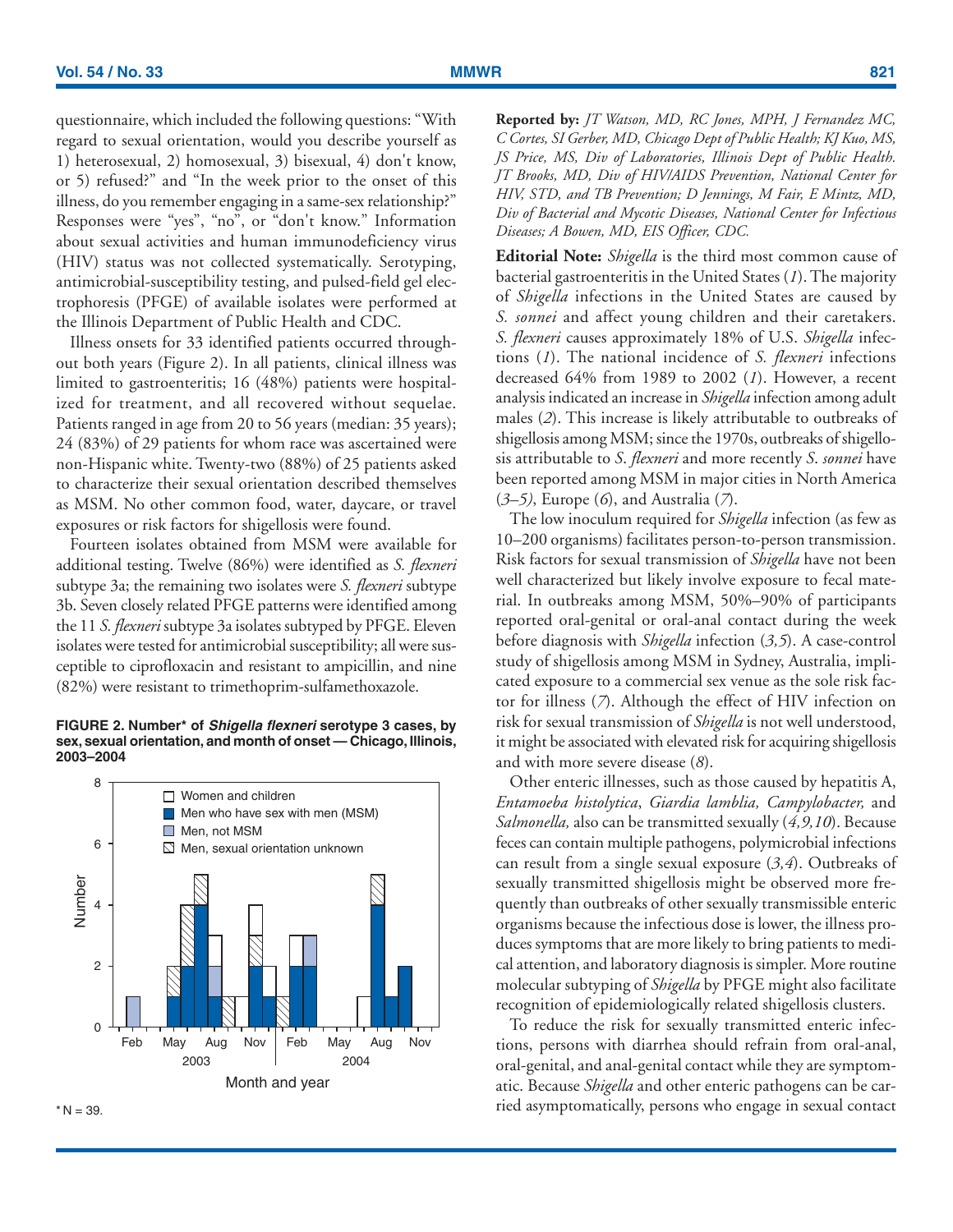questionnaire, which included the following questions: "With regard to sexual orientation, would you describe yourself as 1) heterosexual, 2) homosexual, 3) bisexual, 4) don't know, or 5) refused?" and "In the week prior to the onset of this illness, do you remember engaging in a same-sex relationship?" Responses were "yes", "no", or "don't know." Information about sexual activities and human immunodeficiency virus (HIV) status was not collected systematically. Serotyping, antimicrobial-susceptibility testing, and pulsed-field gel electrophoresis (PFGE) of available isolates were performed at the Illinois Department of Public Health and CDC.

Illness onsets for 33 identified patients occurred throughout both years (Figure 2). In all patients, clinical illness was limited to gastroenteritis; 16 (48%) patients were hospitalized for treatment, and all recovered without sequelae. Patients ranged in age from 20 to 56 years (median: 35 years); 24 (83%) of 29 patients for whom race was ascertained were non-Hispanic white. Twenty-two (88%) of 25 patients asked to characterize their sexual orientation described themselves as MSM. No other common food, water, daycare, or travel exposures or risk factors for shigellosis were found.

Fourteen isolates obtained from MSM were available for additional testing. Twelve (86%) were identified as *S. flexneri* subtype 3a; the remaining two isolates were *S. flexneri* subtype 3b. Seven closely related PFGE patterns were identified among the 11 *S. flexneri* subtype 3a isolates subtyped by PFGE. Eleven isolates were tested for antimicrobial susceptibility; all were susceptible to ciprofloxacin and resistant to ampicillin, and nine (82%) were resistant to trimethoprim-sulfamethoxazole.

**FIGURE 2. Number\* of *Shigella flexneri* serotype 3 cases, by sex, sexual orientation, and month of onset — Chicago, Illinois, 2003–2004**

\* N = 39.

**Reported by:** *JT Watson, MD, RC Jones, MPH, J Fernandez MC, C Cortes, SI Gerber, MD, Chicago Dept of Public Health; KJ Kuo, MS, JS Price, MS, Div of Laboratories, Illinois Dept of Public Health. JT Brooks, MD, Div of HIV/AIDS Prevention, National Center for HIV, STD, and TB Prevention; D Jennings, M Fair, E Mintz, MD, Div of Bacterial and Mycotic Diseases, National Center for Infectious Diseases; A Bowen, MD, EIS Officer, CDC.*

**Editorial Note:** *Shigella* is the third most common cause of bacterial gastroenteritis in the United States (*1*). The majority of *Shigella* infections in the United States are caused by *S. sonnei* and affect young children and their caretakers. *S. flexneri* causes approximately 18% of U.S. *Shigella* infections (*1*). The national incidence of *S. flexneri* infections decreased 64% from 1989 to 2002 (*1*). However, a recent analysis indicated an increase in *Shigella* infection among adult males (*2*). This increase is likely attributable to outbreaks of shigellosis among MSM; since the 1970s, outbreaks of shigellosis attributable to *S. flexneri* and more recently *S. sonnei* have been reported among MSM in major cities in North America (*3–5*), Europe (*6*), and Australia (*7*).

The low inoculum required for *Shigella* infection (as few as 10–200 organisms) facilitates person-to-person transmission. Risk factors for sexual transmission of *Shigella* have not been well characterized but likely involve exposure to fecal material. In outbreaks among MSM, 50%–90% of participants reported oral-genital or oral-anal contact during the week before diagnosis with *Shigella* infection (*3,5*). A case-control study of shigellosis among MSM in Sydney, Australia, implicated exposure to a commercial sex venue as the sole risk factor for illness (*7*). Although the effect of HIV infection on risk for sexual transmission of *Shigella* is not well understood, it might be associated with elevated risk for acquiring shigellosis and with more severe disease (*8*).

Other enteric illnesses, such as those caused by hepatitis A, *Entamoeba histolytica*, *Giardia lamblia, Campylobacter,* and *Salmonella,* also can be transmitted sexually (*4,9,10*). Because feces can contain multiple pathogens, polymicrobial infections can result from a single sexual exposure (*3,4*). Outbreaks of sexually transmitted shigellosis might be observed more frequently than outbreaks of other sexually transmissible enteric organisms because the infectious dose is lower, the illness produces symptoms that are more likely to bring patients to medical attention, and laboratory diagnosis is simpler. More routine molecular subtyping of *Shigella* by PFGE might also facilitate recognition of epidemiologically related shigellosis clusters.

To reduce the risk for sexually transmitted enteric infections, persons with diarrhea should refrain from oral-anal, oral-genital, and anal-genital contact while they are symptomatic. Because *Shigella* and other enteric pathogens can be carried asymptomatically, persons who engage in sexual contact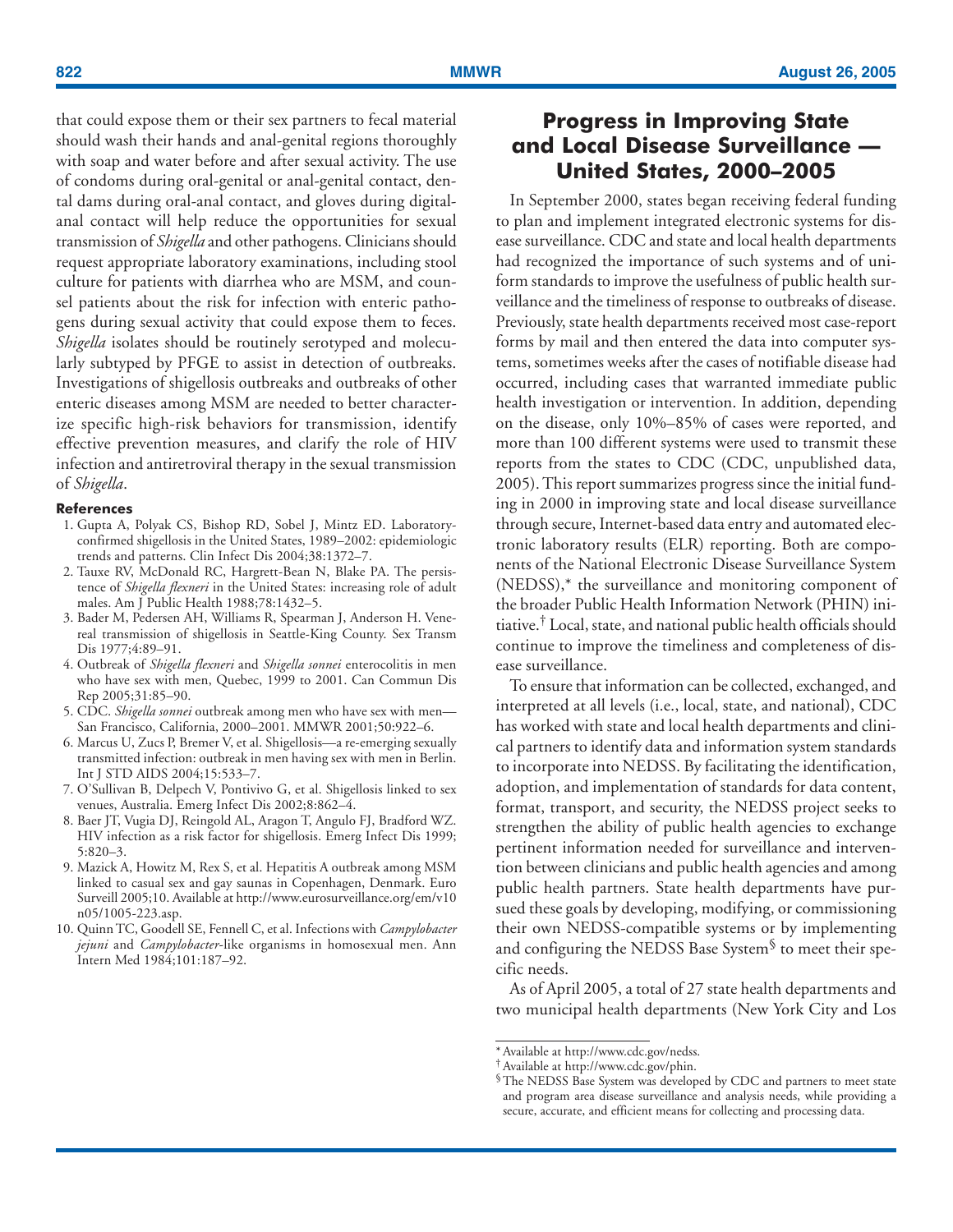that could expose them or their sex partners to fecal material should wash their hands and anal-genital regions thoroughly with soap and water before and after sexual activity. The use of condoms during oral-genital or anal-genital contact, dental dams during oral-anal contact, and gloves during digital-anal contact will help reduce the opportunities for sexual transmission of *Shigella* and other pathogens. Clinicians should request appropriate laboratory examinations, including stool culture for patients with diarrhea who are MSM, and counsel patients about the risk for infection with enteric pathogens during sexual activity that could expose them to feces. *Shigella* isolates should be routinely serotyped and molecularly subtyped by PFGE to assist in detection of outbreaks. Investigations of shigellosis outbreaks and outbreaks of other enteric diseases among MSM are needed to better characterize specific high-risk behaviors for transmission, identify effective prevention measures, and clarify the role of HIV infection and antiretroviral therapy in the sexual transmission of *Shigella*.

### References

1. Gupta A, Polyak CS, Bishop RD, Sobel J, Mintz ED. Laboratory-confirmed shigellosis in the United States, 1989–2002: epidemiologic trends and patterns. Clin Infect Dis 2004;38:1372–7.
2. Tauxe RV, McDonald RC, Hargrett-Bean N, Blake PA. The persistence of *Shigella flexneri* in the United States: increasing role of adult males. Am J Public Health 1988;78:1432–5.
3. Bader M, Pedersen AH, Williams R, Spearman J, Anderson H. Venereal transmission of shigellosis in Seattle-King County. Sex Transm Dis 1977;4:89–91.
4. Outbreak of *Shigella flexneri* and *Shigella sonnei* enterocolitis in men who have sex with men, Quebec, 1999 to 2001. Can Commun Dis Rep 2005;31:85–90.
5. CDC. *Shigella sonnei* outbreak among men who have sex with men—San Francisco, California, 2000–2001. MMWR 2001;50:922–6.
6. Marcus U, Zucs P, Bremer V, et al. Shigellosis—a re-emerging sexually transmitted infection: outbreak in men having sex with men in Berlin. Int J STD AIDS 2004;15:533–7.
7. O'Sullivan B, Delpech V, Pontivivo G, et al. Shigellosis linked to sex venues, Australia. Emerg Infect Dis 2002;8:862–4.
8. Baer JT, Vugia DJ, Reingold AL, Aragon T, Angulo FJ, Bradford WZ. HIV infection as a risk factor for shigellosis. Emerg Infect Dis 1999; 5:820–3.
9. Mazick A, Howitz M, Rex S, et al. Hepatitis A outbreak among MSM linked to casual sex and gay saunas in Copenhagen, Denmark. Euro Surveill 2005;10. Available at http://www.eurosurveillance.org/em/v10n05/1005-223.asp.
10. Quinn TC, Goodell SE, Fennell C, et al. Infections with *Campylobacter jejuni* and *Campylobacter*-like organisms in homosexual men. Ann Intern Med 1984;101:187–92.

# Progress in Improving State and Local Disease Surveillance — United States, 2000–2005

In September 2000, states began receiving federal funding to plan and implement integrated electronic systems for disease surveillance. CDC and state and local health departments had recognized the importance of such systems and of uniform standards to improve the usefulness of public health surveillance and the timeliness of response to outbreaks of disease. Previously, state health departments received most case-report forms by mail and then entered the data into computer systems, sometimes weeks after the cases of notifiable disease had occurred, including cases that warranted immediate public health investigation or intervention. In addition, depending on the disease, only 10%–85% of cases were reported, and more than 100 different systems were used to transmit these reports from the states to CDC (CDC, unpublished data, 2005). This report summarizes progress since the initial funding in 2000 in improving state and local disease surveillance through secure, Internet-based data entry and automated electronic laboratory results (ELR) reporting. Both are components of the National Electronic Disease Surveillance System (NEDSS),* the surveillance and monitoring component of the broader Public Health Information Network (PHIN) initiative.† Local, state, and national public health officials should continue to improve the timeliness and completeness of disease surveillance.

To ensure that information can be collected, exchanged, and interpreted at all levels (i.e., local, state, and national), CDC has worked with state and local health departments and clinical partners to identify data and information system standards to incorporate into NEDSS. By facilitating the identification, adoption, and implementation of standards for data content, format, transport, and security, the NEDSS project seeks to strengthen the ability of public health agencies to exchange pertinent information needed for surveillance and intervention between clinicians and public health agencies and among public health partners. State health departments have pursued these goals by developing, modifying, or commissioning their own NEDSS-compatible systems or by implementing and configuring the NEDSS Base System§ to meet their specific needs.

As of April 2005, a total of 27 state health departments and two municipal health departments (New York City and Los

---

\* Available at http://www.cdc.gov/nedss.

† Available at http://www.cdc.gov/phin.

§ The NEDSS Base System was developed by CDC and partners to meet state and program area disease surveillance and analysis needs, while providing a secure, accurate, and efficient means for collecting and processing data.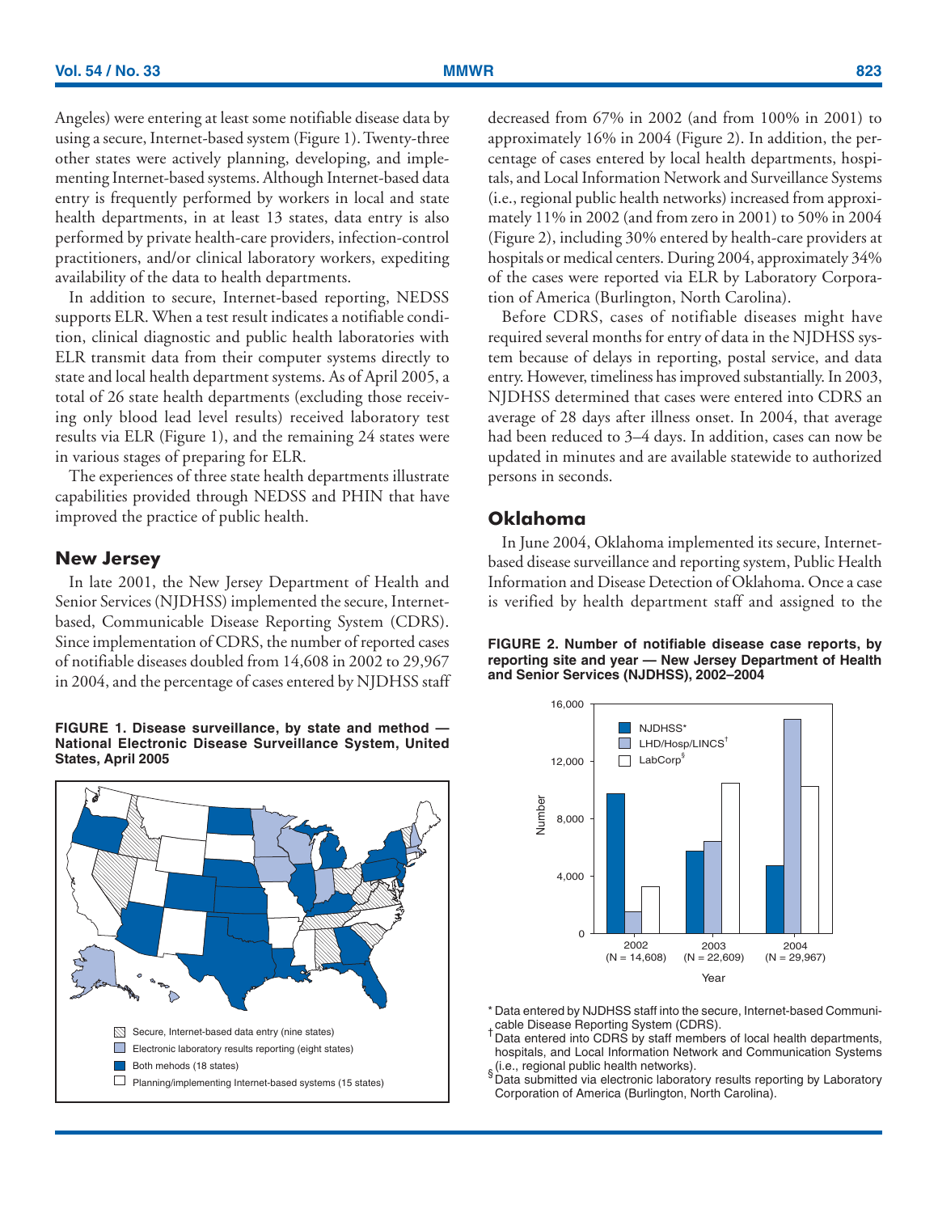Angeles) were entering at least some notifiable disease data by using a secure, Internet-based system (Figure 1). Twenty-three other states were actively planning, developing, and implementing Internet-based systems. Although Internet-based data entry is frequently performed by workers in local and state health departments, in at least 13 states, data entry is also performed by private health-care providers, infection-control practitioners, and/or clinical laboratory workers, expediting availability of the data to health departments.

In addition to secure, Internet-based reporting, NEDSS supports ELR. When a test result indicates a notifiable condition, clinical diagnostic and public health laboratories with ELR transmit data from their computer systems directly to state and local health department systems. As of April 2005, a total of 26 state health departments (excluding those receiving only blood lead level results) received laboratory test results via ELR (Figure 1), and the remaining 24 states were in various stages of preparing for ELR.

The experiences of three state health departments illustrate capabilities provided through NEDSS and PHIN that have improved the practice of public health.

## New Jersey

In late 2001, the New Jersey Department of Health and Senior Services (NJDHSS) implemented the secure, Internet-based, Communicable Disease Reporting System (CDRS). Since implementation of CDRS, the number of reported cases of notifiable diseases doubled from 14,608 in 2002 to 29,967 in 2004, and the percentage of cases entered by NJDHSS staff decreased from 67% in 2002 (and from 100% in 2001) to approximately 16% in 2004 (Figure 2). In addition, the percentage of cases entered by local health departments, hospitals, and Local Information Network and Surveillance Systems (i.e., regional public health networks) increased from approximately 11% in 2002 (and from zero in 2001) to 50% in 2004 (Figure 2), including 30% entered by health-care providers at hospitals or medical centers. During 2004, approximately 34% of the cases were reported via ELR by Laboratory Corporation of America (Burlington, North Carolina).

**FIGURE 1. Disease surveillance, by state and method — National Electronic Disease Surveillance System, United States, April 2005**

- Secure, Internet-based data entry (nine states)
- Electronic laboratory results reporting (eight states)
- Both mehods (18 states)
- Planning/implementing Internet-based systems (15 states)

Before CDRS, cases of notifiable diseases might have required several months for entry of data in the NJDHSS system because of delays in reporting, postal service, and data entry. However, timeliness has improved substantially. In 2003, NJDHSS determined that cases were entered into CDRS an average of 28 days after illness onset. In 2004, that average had been reduced to 3–4 days. In addition, cases can now be updated in minutes and are available statewide to authorized persons in seconds.

## Oklahoma

In June 2004, Oklahoma implemented its secure, Internet-based disease surveillance and reporting system, Public Health Information and Disease Detection of Oklahoma. Once a case is verified by health department staff and assigned to the

**FIGURE 2. Number of notifiable disease case reports, by reporting site and year — New Jersey Department of Health and Senior Services (NJDHSS), 2002–2004**

\* Data entered by NJDHSS staff into the secure, Internet-based Communicable Disease Reporting System (CDRS).

† Data entered into CDRS by staff members of local health departments, hospitals, and Local Information Network and Communication Systems (i.e., regional public health networks).

§ Data submitted via electronic laboratory results reporting by Laboratory Corporation of America (Burlington, North Carolina).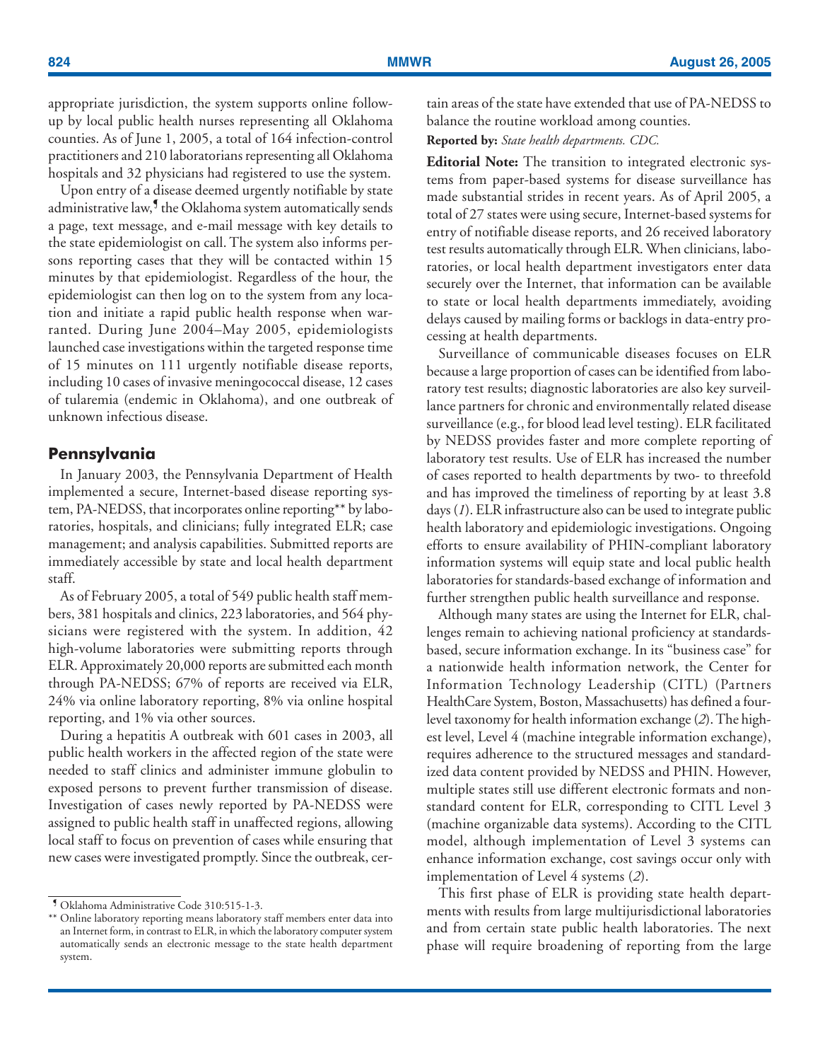appropriate jurisdiction, the system supports online follow-up by local public health nurses representing all Oklahoma counties. As of June 1, 2005, a total of 164 infection-control practitioners and 210 laboratorians representing all Oklahoma hospitals and 32 physicians had registered to use the system.

Upon entry of a disease deemed urgently notifiable by state administrative law,[¶] the Oklahoma system automatically sends a page, text message, and e-mail message with key details to the state epidemiologist on call. The system also informs persons reporting cases that they will be contacted within 15 minutes by that epidemiologist. Regardless of the hour, the epidemiologist can then log on to the system from any location and initiate a rapid public health response when warranted. During June 2004–May 2005, epidemiologists launched case investigations within the targeted response time of 15 minutes on 111 urgently notifiable disease reports, including 10 cases of invasive meningococcal disease, 12 cases of tularemia (endemic in Oklahoma), and one outbreak of unknown infectious disease.

## Pennsylvania

In January 2003, the Pennsylvania Department of Health implemented a secure, Internet-based disease reporting system, PA-NEDSS, that incorporates online reporting[**] by laboratories, hospitals, and clinicians; fully integrated ELR; case management; and analysis capabilities. Submitted reports are immediately accessible by state and local health department staff.

As of February 2005, a total of 549 public health staff members, 381 hospitals and clinics, 223 laboratories, and 564 physicians were registered with the system. In addition, 42 high-volume laboratories were submitting reports through ELR. Approximately 20,000 reports are submitted each month through PA-NEDSS; 67% of reports are received via ELR, 24% via online laboratory reporting, 8% via online hospital reporting, and 1% via other sources.

During a hepatitis A outbreak with 601 cases in 2003, all public health workers in the affected region of the state were needed to staff clinics and administer immune globulin to exposed persons to prevent further transmission of disease. Investigation of cases newly reported by PA-NEDSS were assigned to public health staff in unaffected regions, allowing local staff to focus on prevention of cases while ensuring that new cases were investigated promptly. Since the outbreak, certain areas of the state have extended that use of PA-NEDSS to balance the routine workload among counties.

**Reported by:** *State health departments. CDC.*

**Editorial Note:** The transition to integrated electronic systems from paper-based systems for disease surveillance has made substantial strides in recent years. As of April 2005, a total of 27 states were using secure, Internet-based systems for entry of notifiable disease reports, and 26 received laboratory test results automatically through ELR. When clinicians, laboratories, or local health department investigators enter data securely over the Internet, that information can be available to state or local health departments immediately, avoiding delays caused by mailing forms or backlogs in data-entry processing at health departments.

Surveillance of communicable diseases focuses on ELR because a large proportion of cases can be identified from laboratory test results; diagnostic laboratories are also key surveillance partners for chronic and environmentally related disease surveillance (e.g., for blood lead level testing). ELR facilitated by NEDSS provides faster and more complete reporting of laboratory test results. Use of ELR has increased the number of cases reported to health departments by two- to threefold and has improved the timeliness of reporting by at least 3.8 days (*1*). ELR infrastructure also can be used to integrate public health laboratory and epidemiologic investigations. Ongoing efforts to ensure availability of PHIN-compliant laboratory information systems will equip state and local public health laboratories for standards-based exchange of information and further strengthen public health surveillance and response.

Although many states are using the Internet for ELR, challenges remain to achieving national proficiency at standards-based, secure information exchange. In its "business case" for a nationwide health information network, the Center for Information Technology Leadership (CITL) (Partners HealthCare System, Boston, Massachusetts) has defined a four-level taxonomy for health information exchange (*2*). The highest level, Level 4 (machine integrable information exchange), requires adherence to the structured messages and standardized data content provided by NEDSS and PHIN. However, multiple states still use different electronic formats and nonstandard content for ELR, corresponding to CITL Level 3 (machine organizable data systems). According to the CITL model, although implementation of Level 3 systems can enhance information exchange, cost savings occur only with implementation of Level 4 systems (*2*).

This first phase of ELR is providing state health departments with results from large multijurisdictional laboratories and from certain state public health laboratories. The next phase will require broadening of reporting from the large

[¶] Oklahoma Administrative Code 310:515-1-3.

[**] Online laboratory reporting means laboratory staff members enter data into an Internet form, in contrast to ELR, in which the laboratory computer system automatically sends an electronic message to the state health department system.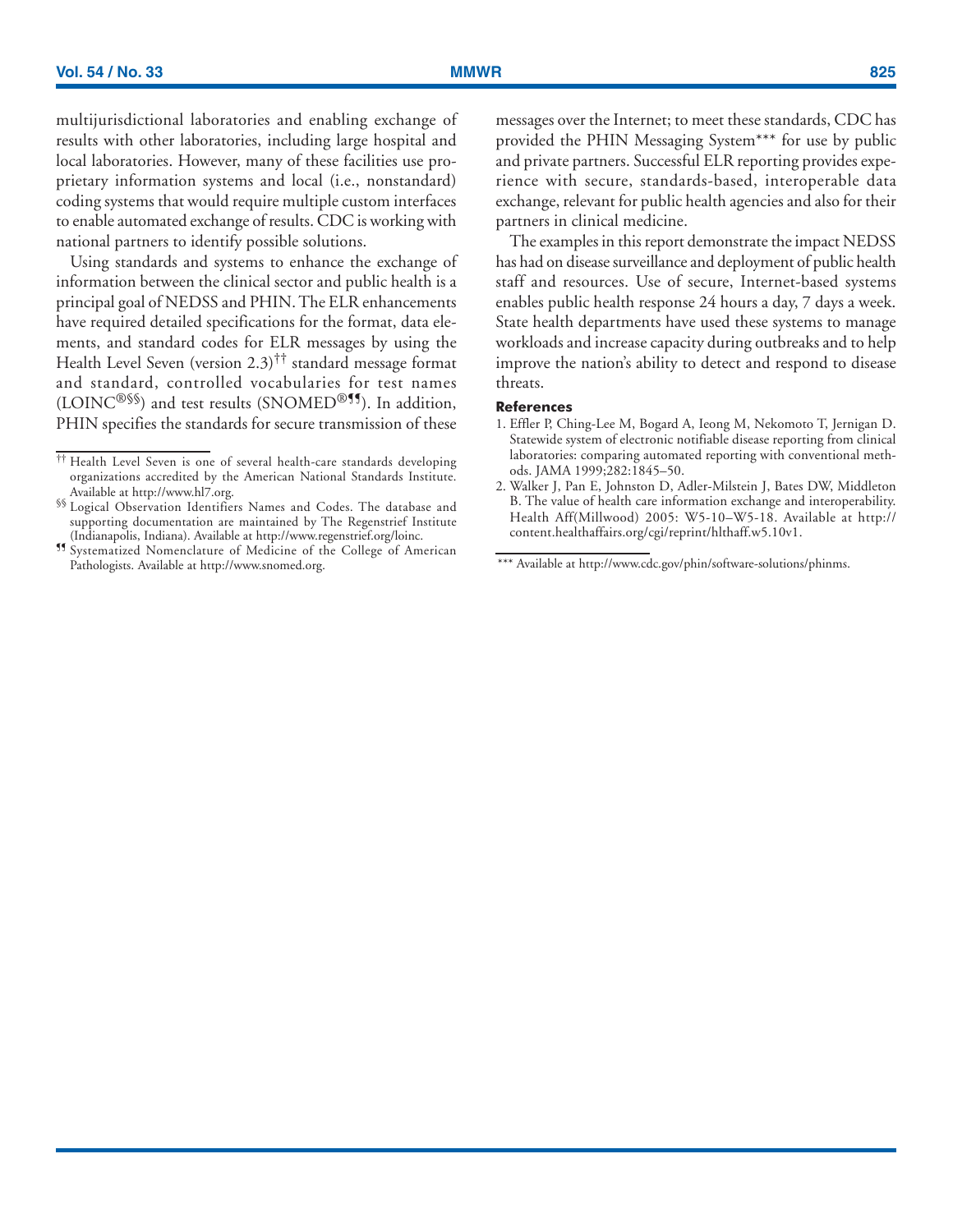multijurisdictional laboratories and enabling exchange of results with other laboratories, including large hospital and local laboratories. However, many of these facilities use proprietary information systems and local (i.e., nonstandard) coding systems that would require multiple custom interfaces to enable automated exchange of results. CDC is working with national partners to identify possible solutions.

Using standards and systems to enhance the exchange of information between the clinical sector and public health is a principal goal of NEDSS and PHIN. The ELR enhancements have required detailed specifications for the format, data elements, and standard codes for ELR messages by using the Health Level Seven (version 2.3)[††] standard message format and standard, controlled vocabularies for test names (LOINC®[§§]) and test results (SNOMED®[¶¶]). In addition, PHIN specifies the standards for secure transmission of these messages over the Internet; to meet these standards, CDC has provided the PHIN Messaging System[***] for use by public and private partners. Successful ELR reporting provides experience with secure, standards-based, interoperable data exchange, relevant for public health agencies and also for their partners in clinical medicine.

The examples in this report demonstrate the impact NEDSS has had on disease surveillance and deployment of public health staff and resources. Use of secure, Internet-based systems enables public health response 24 hours a day, 7 days a week. State health departments have used these systems to manage workloads and increase capacity during outbreaks and to help improve the nation's ability to detect and respond to disease threats.

### References

1. Effler P, Ching-Lee M, Bogard A, Ieong M, Nekomoto T, Jernigan D. Statewide system of electronic notifiable disease reporting from clinical laboratories: comparing automated reporting with conventional methods. JAMA 1999;282:1845–50.
2. Walker J, Pan E, Johnston D, Adler-Milstein J, Bates DW, Middleton B. The value of health care information exchange and interoperability. Health Aff(Millwood) 2005: W5-10–W5-18. Available at http://content.healthaffairs.org/cgi/reprint/hlthaff.w5.10v1.

---

[††] Health Level Seven is one of several health-care standards developing organizations accredited by the American National Standards Institute. Available at http://www.hl7.org.

[§§] Logical Observation Identifiers Names and Codes. The database and supporting documentation are maintained by The Regenstrief Institute (Indianapolis, Indiana). Available at http://www.regenstrief.org/loinc.

[¶¶] Systematized Nomenclature of Medicine of the College of American Pathologists. Available at http://www.snomed.org.

[***] Available at http://www.cdc.gov/phin/software-solutions/phinms.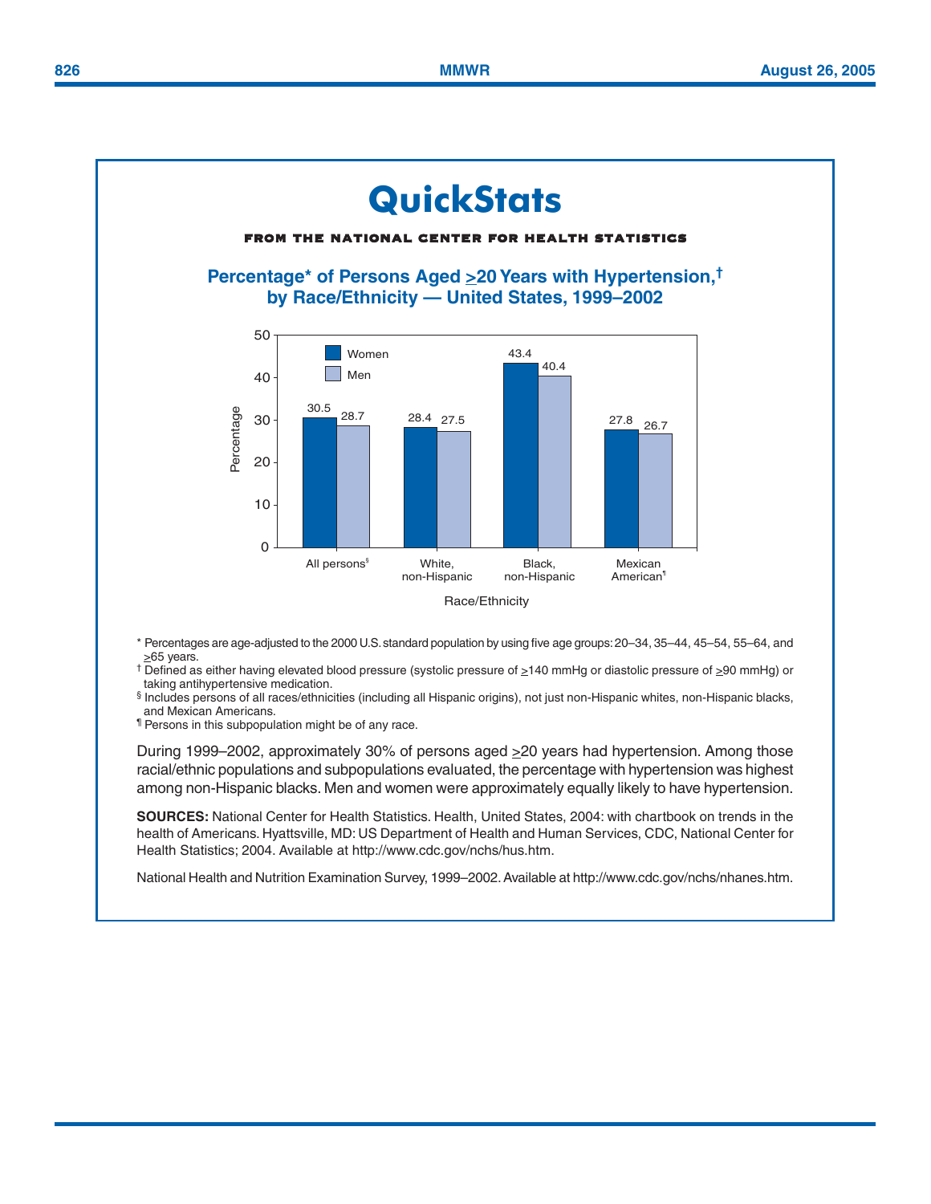# QuickStats

**FROM THE NATIONAL CENTER FOR HEALTH STATISTICS**

## Percentage* of Persons Aged ≥20 Years with Hypertension,† by Race/Ethnicity — United States, 1999–2002

| Race/Ethnicity | Women | Men |
|---|---|---|
| All persons§ | 30.5 | 28.7 |
| White, non-Hispanic | 28.4 | 27.5 |
| Black, non-Hispanic | 43.4 | 40.4 |
| Mexican American¶ | 27.8 | 26.7 |

\* Percentages are age-adjusted to the 2000 U.S. standard population by using five age groups: 20–34, 35–44, 45–54, 55–64, and ≥65 years.

† Defined as either having elevated blood pressure (systolic pressure of ≥140 mmHg or diastolic pressure of ≥90 mmHg) or taking antihypertensive medication.

§ Includes persons of all races/ethnicities (including all Hispanic origins), not just non-Hispanic whites, non-Hispanic blacks, and Mexican Americans.

¶ Persons in this subpopulation might be of any race.

During 1999–2002, approximately 30% of persons aged ≥20 years had hypertension. Among those racial/ethnic populations and subpopulations evaluated, the percentage with hypertension was highest among non-Hispanic blacks. Men and women were approximately equally likely to have hypertension.

**SOURCES:** National Center for Health Statistics. Health, United States, 2004: with chartbook on trends in the health of Americans. Hyattsville, MD: US Department of Health and Human Services, CDC, National Center for Health Statistics; 2004. Available at http://www.cdc.gov/nchs/hus.htm.

National Health and Nutrition Examination Survey, 1999–2002. Available at http://www.cdc.gov/nchs/nhanes.htm.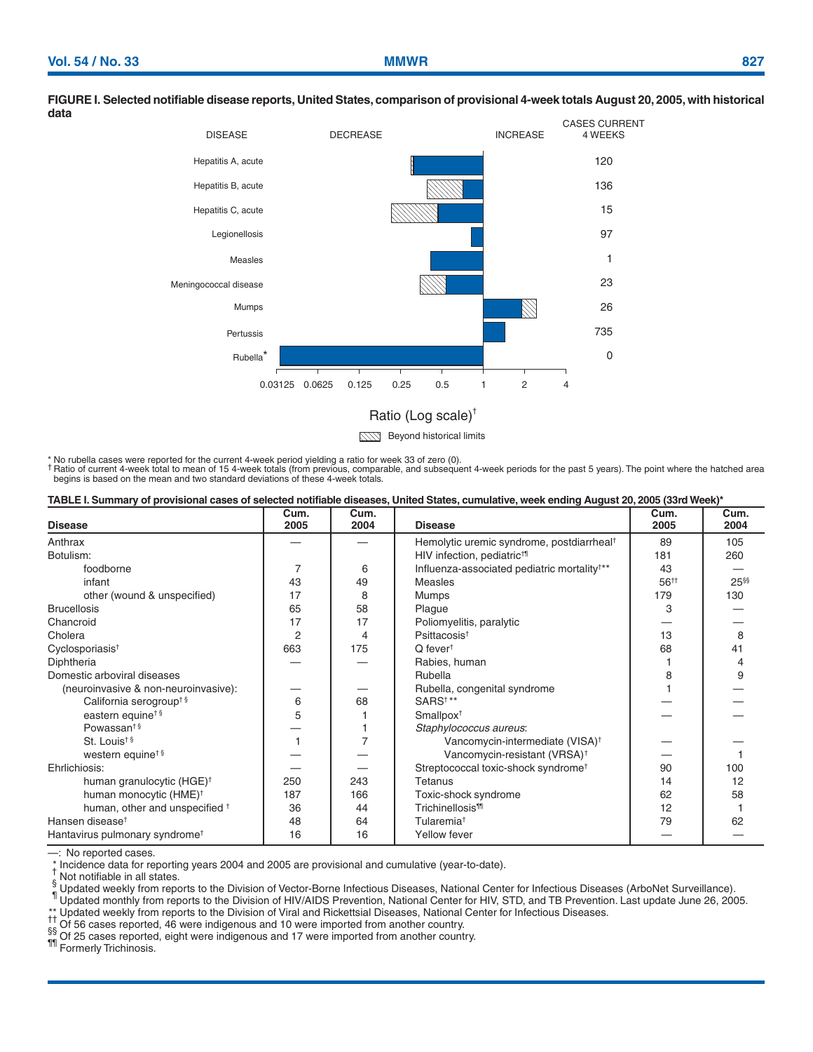**FIGURE I. Selected notifiable disease reports, United States, comparison of provisional 4-week totals August 20, 2005, with historical data**

| DISEASE | CASES CURRENT 4 WEEKS |
|---|---|
| Hepatitis A, acute | 120 |
| Hepatitis B, acute | 136 |
| Hepatitis C, acute | 15 |
| Legionellosis | 97 |
| Measles | 1 |
| Meningococcal disease | 23 |
| Mumps | 26 |
| Pertussis | 735 |
| Rubella* | 0 |

Ratio (Log scale)[†]

Beyond historical limits

\* No rubella cases were reported for the current 4-week period yielding a ratio for week 33 of zero (0).
[†] Ratio of current 4-week total to mean of 15 4-week totals (from previous, comparable, and subsequent 4-week periods for the past 5 years). The point where the hatched area begins is based on the mean and two standard deviations of these 4-week totals.

**TABLE I. Summary of provisional cases of selected notifiable diseases, United States, cumulative, week ending August 20, 2005 (33rd Week)***

| Disease | Cum. 2005 | Cum. 2004 | Disease | Cum. 2005 | Cum. 2004 |
|---|---|---|---|---|---|
| Anthrax | — | — | Hemolytic uremic syndrome, postdiarrheal[†] | 89 | 105 |
| Botulism: | | | HIV infection, pediatric[†¶] | 181 | 260 |
| foodborne | 7 | 6 | Influenza-associated pediatric mortality[†**] | 43 | — |
| infant | 43 | 49 | Measles | 56[††] | 25[§§] |
| other (wound & unspecified) | 17 | 8 | Mumps | 179 | 130 |
| Brucellosis | 65 | 58 | Plague | 3 | — |
| Chancroid | 17 | 17 | Poliomyelitis, paralytic | — | — |
| Cholera | 2 | 4 | Psittacosis[†] | 13 | 8 |
| Cyclosporiasis[†] | 663 | 175 | Q fever[†] | 68 | 41 |
| Diphtheria | — | — | Rabies, human | 1 | 4 |
| Domestic arboviral diseases | | | Rubella | 8 | 9 |
| (neuroinvasive & non-neuroinvasive): | — | — | Rubella, congenital syndrome | 1 | — |
| California serogroup[†§] | 6 | 68 | SARS[†**] | — | — |
| eastern equine[†§] | 5 | 1 | Smallpox[†] | — | — |
| Powassan[†§] | — | 1 | *Staphylococcus aureus*: | | |
| St. Louis[†§] | 1 | 7 | Vancomycin-intermediate (VISA)[†] | — | — |
| western equine[†§] | — | — | Vancomycin-resistant (VRSA)[†] | — | 1 |
| Ehrlichiosis: | — | — | Streptococcal toxic-shock syndrome[†] | 90 | 100 |
| human granulocytic (HGE)[†] | 250 | 243 | Tetanus | 14 | 12 |
| human monocytic (HME)[†] | 187 | 166 | Toxic-shock syndrome | 62 | 58 |
| human, other and unspecified[†] | 36 | 44 | Trichinellosis[¶¶] | 12 | 1 |
| Hansen disease[†] | 48 | 64 | Tularemia[†] | 79 | 62 |
| Hantavirus pulmonary syndrome[†] | 16 | 16 | Yellow fever | — | — |

—: No reported cases.
\* Incidence data for reporting years 2004 and 2005 are provisional and cumulative (year-to-date).
[†] Not notifiable in all states.
[§] Updated weekly from reports to the Division of Vector-Borne Infectious Diseases, National Center for Infectious Diseases (ArboNet Surveillance).
[¶] Updated monthly from reports to the Division of HIV/AIDS Prevention, National Center for HIV, STD, and TB Prevention. Last update June 26, 2005.
[**] Updated weekly from reports to the Division of Viral and Rickettsial Diseases, National Center for Infectious Diseases.
[††] Of 56 cases reported, 46 were indigenous and 10 were imported from another country.
[§§] Of 25 cases reported, eight were indigenous and 17 were imported from another country.
[¶¶] Formerly Trichinosis.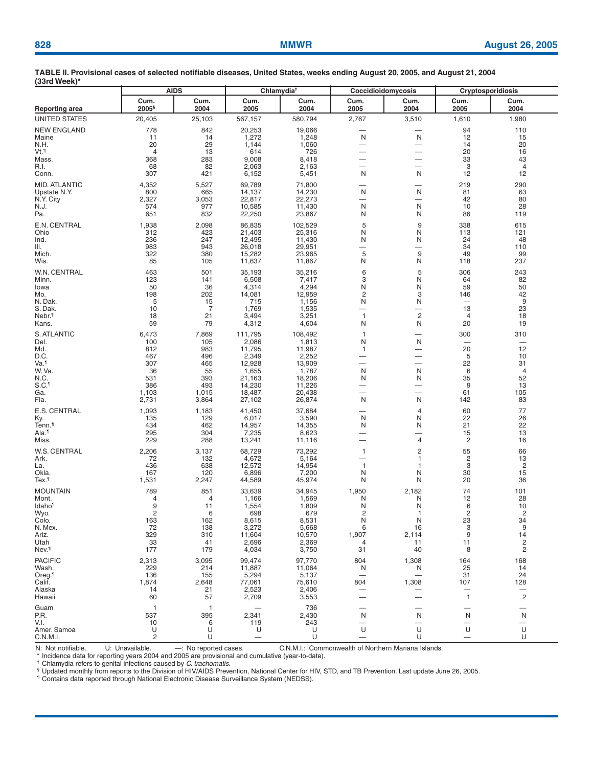**TABLE II. Provisional cases of selected notifiable diseases, United States, weeks ending August 20, 2005, and August 21, 2004 (33rd Week)***

| Reporting area | AIDS | | Chlamydia[†] | | Coccidioidomycosis | | Cryptosporidiosis | |
|---|---|---|---|---|---|---|---|---|
| | Cum. 2005[§] | Cum. 2004 | Cum. 2005 | Cum. 2004 | Cum. 2005 | Cum. 2004 | Cum. 2005 | Cum. 2004 |
| UNITED STATES | 20,405 | 25,103 | 567,157 | 580,794 | 2,767 | 3,510 | 1,610 | 1,980 |
| NEW ENGLAND | 778 | 842 | 20,253 | 19,066 | — | — | 94 | 110 |
| Maine | 11 | 14 | 1,272 | 1,248 | N | N | 12 | 15 |
| N.H. | 20 | 29 | 1,144 | 1,060 | — | — | 14 | 20 |
| Vt.[¶] | 4 | 13 | 614 | 726 | — | — | 20 | 16 |
| Mass. | 368 | 283 | 9,008 | 8,418 | — | — | 33 | 43 |
| R.I. | 68 | 82 | 2,063 | 2,163 | — | — | 3 | 4 |
| Conn. | 307 | 421 | 6,152 | 5,451 | N | N | 12 | 12 |
| MID. ATLANTIC | 4,352 | 5,527 | 69,789 | 71,800 | — | — | 219 | 290 |
| Upstate N.Y. | 800 | 665 | 14,137 | 14,230 | N | N | 81 | 63 |
| N.Y. City | 2,327 | 3,053 | 22,817 | 22,273 | — | — | 42 | 80 |
| N.J. | 574 | 977 | 10,585 | 11,430 | N | N | 10 | 28 |
| Pa. | 651 | 832 | 22,250 | 23,867 | N | N | 86 | 119 |
| E.N. CENTRAL | 1,938 | 2,098 | 86,835 | 102,529 | 5 | 9 | 338 | 615 |
| Ohio | 312 | 423 | 21,403 | 25,316 | N | N | 113 | 121 |
| Ind. | 236 | 247 | 12,495 | 11,430 | N | N | 24 | 48 |
| Ill. | 983 | 943 | 26,018 | 29,951 | — | — | 34 | 110 |
| Mich. | 322 | 380 | 15,282 | 23,965 | 5 | 9 | 49 | 99 |
| Wis. | 85 | 105 | 11,637 | 11,867 | N | N | 118 | 237 |
| W.N. CENTRAL | 463 | 501 | 35,193 | 35,216 | 6 | 5 | 306 | 243 |
| Minn. | 123 | 141 | 6,508 | 7,417 | 3 | N | 64 | 82 |
| Iowa | 50 | 36 | 4,314 | 4,294 | N | N | 59 | 50 |
| Mo. | 198 | 202 | 14,081 | 12,959 | 2 | 3 | 146 | 42 |
| N. Dak. | 5 | 15 | 715 | 1,156 | N | N | — | 9 |
| S. Dak. | 10 | 7 | 1,769 | 1,535 | — | — | 13 | 23 |
| Nebr.[¶] | 18 | 21 | 3,494 | 3,251 | 1 | 2 | 4 | 18 |
| Kans. | 59 | 79 | 4,312 | 4,604 | N | N | 20 | 19 |
| S. ATLANTIC | 6,473 | 7,869 | 111,795 | 108,492 | 1 | — | 300 | 310 |
| Del. | 100 | 105 | 2,086 | 1,813 | N | N | — | — |
| Md. | 812 | 983 | 11,795 | 11,987 | 1 | — | 20 | 12 |
| D.C. | 467 | 496 | 2,349 | 2,252 | — | — | 5 | 10 |
| Va.[¶] | 307 | 465 | 12,928 | 13,909 | — | — | 22 | 31 |
| W. Va. | 36 | 55 | 1,655 | 1,787 | N | N | 6 | 4 |
| N.C. | 531 | 393 | 21,163 | 18,206 | N | N | 35 | 52 |
| S.C.[¶] | 386 | 493 | 14,230 | 11,226 | — | — | 9 | 13 |
| Ga. | 1,103 | 1,015 | 18,487 | 20,438 | — | — | 61 | 105 |
| Fla. | 2,731 | 3,864 | 27,102 | 26,874 | N | N | 142 | 83 |
| E.S. CENTRAL | 1,093 | 1,183 | 41,450 | 37,684 | — | 4 | 60 | 77 |
| Ky. | 135 | 129 | 6,017 | 3,590 | N | N | 22 | 26 |
| Tenn.[¶] | 434 | 462 | 14,957 | 14,355 | N | N | 21 | 22 |
| Ala.[¶] | 295 | 304 | 7,235 | 8,623 | — | — | 15 | 13 |
| Miss. | 229 | 288 | 13,241 | 11,116 | — | 4 | 2 | 16 |
| W.S. CENTRAL | 2,206 | 3,137 | 68,729 | 73,292 | 1 | 2 | 55 | 66 |
| Ark. | 72 | 132 | 4,672 | 5,164 | — | 1 | 2 | 13 |
| La. | 436 | 638 | 12,572 | 14,954 | 1 | 1 | 3 | 2 |
| Okla. | 167 | 120 | 6,896 | 7,200 | N | N | 30 | 15 |
| Tex.[¶] | 1,531 | 2,247 | 44,589 | 45,974 | N | N | 20 | 36 |
| MOUNTAIN | 789 | 851 | 33,639 | 34,945 | 1,950 | 2,182 | 74 | 101 |
| Mont. | 4 | 4 | 1,166 | 1,569 | N | N | 12 | 28 |
| Idaho[¶] | 9 | 11 | 1,554 | 1,809 | N | N | 6 | 10 |
| Wyo. | 2 | 6 | 698 | 679 | 2 | 1 | 2 | 2 |
| Colo. | 163 | 162 | 8,615 | 8,531 | N | N | 23 | 34 |
| N. Mex. | 72 | 138 | 3,272 | 5,668 | 6 | 16 | 3 | 9 |
| Ariz. | 329 | 310 | 11,604 | 10,570 | 1,907 | 2,114 | 9 | 14 |
| Utah | 33 | 41 | 2,696 | 2,369 | 4 | 11 | 11 | 2 |
| Nev.[¶] | 177 | 179 | 4,034 | 3,750 | 31 | 40 | 8 | 2 |
| PACIFIC | 2,313 | 3,095 | 99,474 | 97,770 | 804 | 1,308 | 164 | 168 |
| Wash. | 229 | 214 | 11,887 | 11,064 | N | N | 25 | 14 |
| Oreg.[¶] | 136 | 155 | 5,294 | 5,137 | — | — | 31 | 24 |
| Calif. | 1,874 | 2,648 | 77,061 | 75,610 | 804 | 1,308 | 107 | 128 |
| Alaska | 14 | 21 | 2,523 | 2,406 | — | — | — | — |
| Hawaii | 60 | 57 | 2,709 | 3,553 | — | — | 1 | 2 |
| Guam | 1 | 1 | — | 736 | — | — | — | — |
| P.R. | 537 | 395 | 2,341 | 2,430 | N | N | N | N |
| V.I. | 10 | 6 | 119 | 243 | — | — | — | — |
| Amer. Samoa | U | U | U | U | U | U | U | U |
| C.N.M.I. | 2 | U | — | U | — | U | — | U |

N: Not notifiable. U: Unavailable. —: No reported cases. C.N.M.I.: Commonwealth of Northern Mariana Islands.

\* Incidence data for reporting years 2004 and 2005 are provisional and cumulative (year-to-date).

† Chlamydia refers to genital infections caused by *C. trachomatis*.

§ Updated monthly from reports to the Division of HIV/AIDS Prevention, National Center for HIV, STD, and TB Prevention. Last update June 26, 2005.

¶ Contains data reported through National Electronic Disease Surveillance System (NEDSS).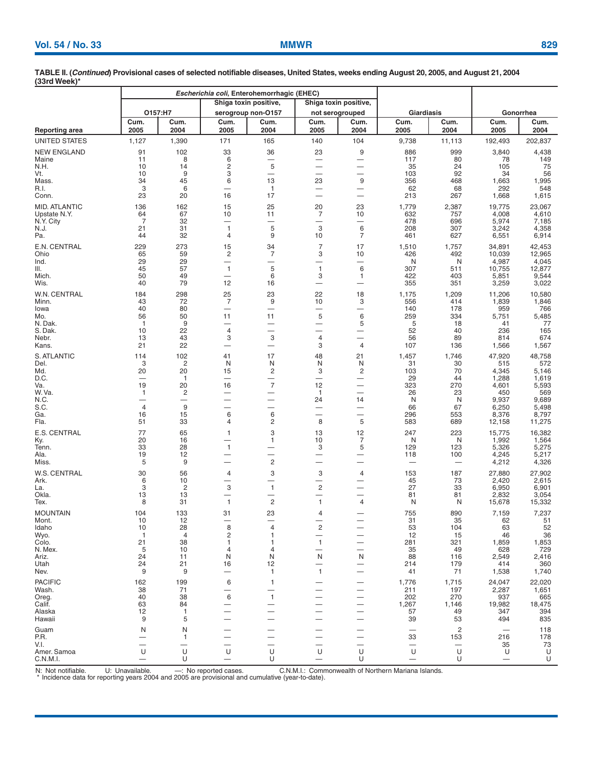**TABLE II. (*Continued*) Provisional cases of selected notifiable diseases, United States, weeks ending August 20, 2005, and August 21, 2004 (33rd Week)***

| Reporting area | *Escherichia coli*, Enterohemorrhagic (EHEC) | | | | | | Giardiasis | | Gonorrhea | |
|---|---|---|---|---|---|---|---|---|---|---|
| | O157:H7 | | Shiga toxin positive, serogroup non-O157 | | Shiga toxin positive, not serogrouped | | | | | |
| | Cum. 2005 | Cum. 2004 | Cum. 2005 | Cum. 2004 | Cum. 2005 | Cum. 2004 | Cum. 2005 | Cum. 2004 | Cum. 2005 | Cum. 2004 |
| UNITED STATES | 1,127 | 1,390 | 171 | 165 | 140 | 104 | 9,738 | 11,113 | 192,493 | 202,837 |
| NEW ENGLAND | 91 | 102 | 33 | 36 | 23 | 9 | 886 | 999 | 3,840 | 4,438 |
| Maine | 11 | 8 | 6 | — | — | — | 117 | 80 | 78 | 149 |
| N.H. | 10 | 14 | 2 | 5 | — | — | 35 | 24 | 105 | 75 |
| Vt. | 10 | 9 | 3 | — | — | — | 103 | 92 | 34 | 56 |
| Mass. | 34 | 45 | 6 | 13 | 23 | 9 | 356 | 468 | 1,663 | 1,995 |
| R.I. | 3 | 6 | — | 1 | — | — | 62 | 68 | 292 | 548 |
| Conn. | 23 | 20 | 16 | 17 | — | — | 213 | 267 | 1,668 | 1,615 |
| MID. ATLANTIC | 136 | 162 | 15 | 25 | 20 | 23 | 1,779 | 2,387 | 19,775 | 23,067 |
| Upstate N.Y. | 64 | 67 | 10 | 11 | 7 | 10 | 632 | 757 | 4,008 | 4,610 |
| N.Y. City | 7 | 32 | — | — | — | — | 478 | 696 | 5,974 | 7,185 |
| N.J. | 21 | 31 | 1 | 5 | 3 | 6 | 208 | 307 | 3,242 | 4,358 |
| Pa. | 44 | 32 | 4 | 9 | 10 | 7 | 461 | 627 | 6,551 | 6,914 |
| E.N. CENTRAL | 229 | 273 | 15 | 34 | 7 | 17 | 1,510 | 1,757 | 34,891 | 42,453 |
| Ohio | 65 | 59 | 2 | 7 | 3 | 10 | 426 | 492 | 10,039 | 12,965 |
| Ind. | 29 | 29 | — | — | — | — | N | N | 4,987 | 4,045 |
| Ill. | 45 | 57 | 1 | 5 | 1 | 6 | 307 | 511 | 10,755 | 12,877 |
| Mich. | 50 | 49 | — | 6 | 3 | 1 | 422 | 403 | 5,851 | 9,544 |
| Wis. | 40 | 79 | 12 | 16 | — | — | 355 | 351 | 3,259 | 3,022 |
| W.N. CENTRAL | 184 | 298 | 25 | 23 | 22 | 18 | 1,175 | 1,209 | 11,206 | 10,580 |
| Minn. | 43 | 72 | 7 | 9 | 10 | 3 | 556 | 414 | 1,839 | 1,846 |
| Iowa | 40 | 80 | — | — | — | — | 140 | 178 | 959 | 766 |
| Mo. | 56 | 50 | 11 | 11 | 5 | 6 | 259 | 334 | 5,751 | 5,485 |
| N. Dak. | 1 | 9 | — | — | — | 5 | 5 | 18 | 41 | 77 |
| S. Dak. | 10 | 22 | 4 | — | — | — | 52 | 40 | 236 | 165 |
| Nebr. | 13 | 43 | 3 | 3 | 4 | — | 56 | 89 | 814 | 674 |
| Kans. | 21 | 22 | — | — | 3 | 4 | 107 | 136 | 1,566 | 1,567 |
| S. ATLANTIC | 114 | 102 | 41 | 17 | 48 | 21 | 1,457 | 1,746 | 47,920 | 48,758 |
| Del. | 3 | 2 | N | N | N | N | 31 | 30 | 515 | 572 |
| Md. | 20 | 20 | 15 | 2 | 3 | 2 | 103 | 70 | 4,345 | 5,146 |
| D.C. | — | 1 | — | — | — | — | 29 | 44 | 1,288 | 1,619 |
| Va. | 19 | 20 | 16 | 7 | 12 | — | 323 | 270 | 4,601 | 5,593 |
| W. Va. | 1 | 2 | — | — | 1 | — | 26 | 23 | 450 | 569 |
| N.C. | — | — | — | — | 24 | 14 | N | N | 9,937 | 9,689 |
| S.C. | 4 | 9 | — | — | — | — | 66 | 67 | 6,250 | 5,498 |
| Ga. | 16 | 15 | 6 | 6 | — | — | 296 | 553 | 8,376 | 8,797 |
| Fla. | 51 | 33 | 4 | 2 | 8 | 5 | 583 | 689 | 12,158 | 11,275 |
| E.S. CENTRAL | 77 | 65 | 1 | 3 | 13 | 12 | 247 | 223 | 15,775 | 16,382 |
| Ky. | 20 | 16 | — | 1 | 10 | 7 | N | N | 1,992 | 1,564 |
| Tenn. | 33 | 28 | 1 | — | 3 | 5 | 129 | 123 | 5,326 | 5,275 |
| Ala. | 19 | 12 | — | — | — | — | 118 | 100 | 4,245 | 5,217 |
| Miss. | 5 | 9 | — | 2 | — | — | — | — | 4,212 | 4,326 |
| W.S. CENTRAL | 30 | 56 | 4 | 3 | 3 | 4 | 153 | 187 | 27,880 | 27,902 |
| Ark. | 6 | 10 | — | — | — | — | 45 | 73 | 2,420 | 2,615 |
| La. | 3 | 2 | 3 | 1 | 2 | — | 27 | 33 | 6,950 | 6,901 |
| Okla. | 13 | 13 | — | — | — | — | 81 | 81 | 2,832 | 3,054 |
| Tex. | 8 | 31 | 1 | 2 | 1 | 4 | N | N | 15,678 | 15,332 |
| MOUNTAIN | 104 | 133 | 31 | 23 | 4 | — | 755 | 890 | 7,159 | 7,237 |
| Mont. | 10 | 12 | — | — | — | — | 31 | 35 | 62 | 51 |
| Idaho | 10 | 28 | 8 | 4 | 2 | — | 53 | 104 | 63 | 52 |
| Wyo. | 1 | 4 | 2 | 1 | — | — | 12 | 15 | 46 | 36 |
| Colo. | 21 | 38 | 1 | 1 | 1 | — | 281 | 321 | 1,859 | 1,853 |
| N. Mex. | 5 | 10 | 4 | 4 | — | — | 35 | 49 | 628 | 729 |
| Ariz. | 24 | 11 | N | N | N | N | 88 | 116 | 2,549 | 2,416 |
| Utah | 24 | 21 | 16 | 12 | — | — | 214 | 179 | 414 | 360 |
| Nev. | 9 | 9 | — | 1 | 1 | — | 41 | 71 | 1,538 | 1,740 |
| PACIFIC | 162 | 199 | 6 | 1 | — | — | 1,776 | 1,715 | 24,047 | 22,020 |
| Wash. | 38 | 71 | — | — | — | — | 211 | 197 | 2,287 | 1,651 |
| Oreg. | 40 | 38 | 6 | 1 | — | — | 202 | 270 | 937 | 665 |
| Calif. | 63 | 84 | — | — | — | — | 1,267 | 1,146 | 19,982 | 18,475 |
| Alaska | 12 | 1 | — | — | — | — | 57 | 49 | 347 | 394 |
| Hawaii | 9 | 5 | — | — | — | — | 39 | 53 | 494 | 835 |
| Guam | N | N | — | — | — | — | — | 2 | — | 118 |
| P.R. | — | 1 | — | — | — | — | 33 | 153 | 216 | 178 |
| V.I. | — | — | — | — | — | — | — | — | 35 | 73 |
| Amer. Samoa | U | U | U | U | U | U | U | U | U | U |
| C.N.M.I. | — | U | — | U | — | U | — | U | — | U |

N: Not notifiable. U: Unavailable. —: No reported cases. C.N.M.I.: Commonwealth of Northern Mariana Islands.
\* Incidence data for reporting years 2004 and 2005 are provisional and cumulative (year-to-date).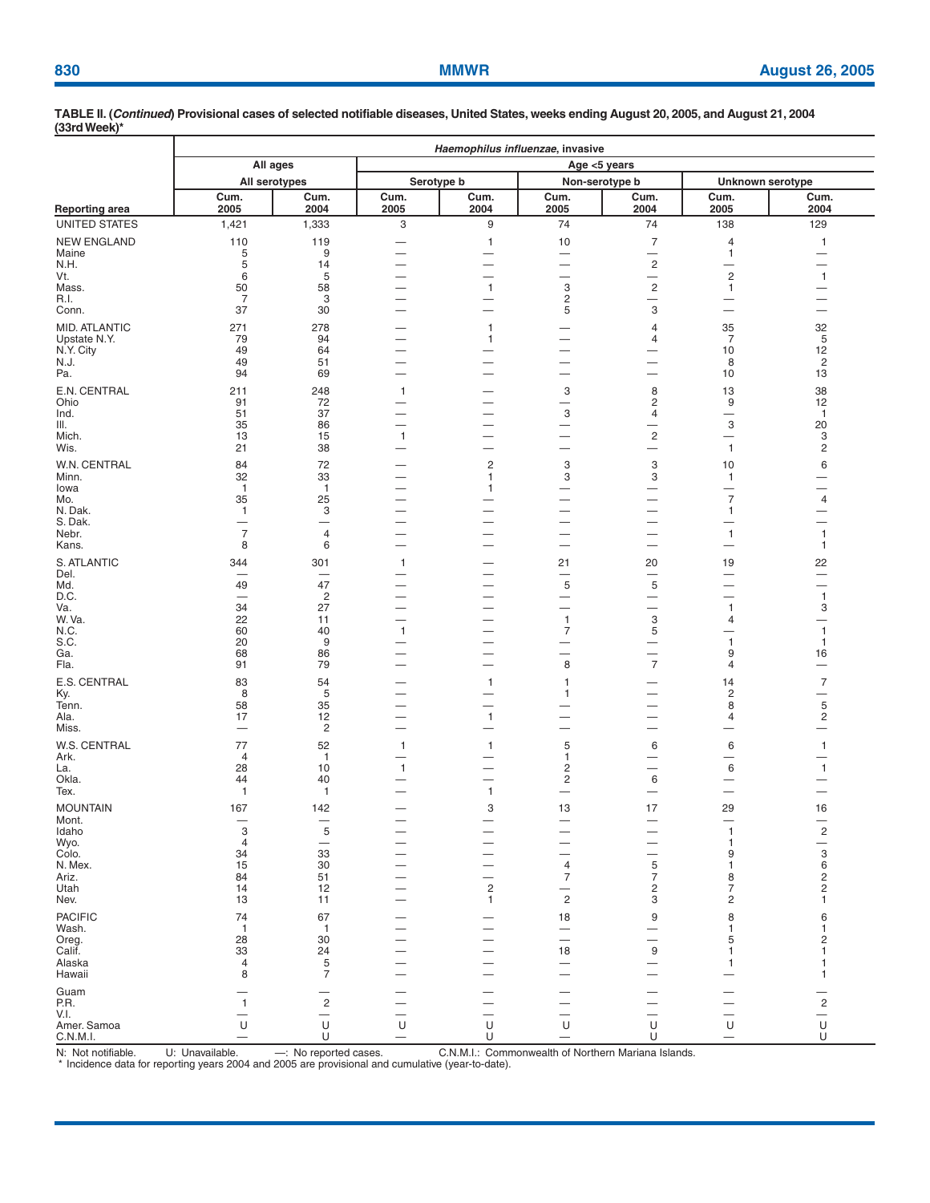**TABLE II. (*Continued*) Provisional cases of selected notifiable diseases, United States, weeks ending August 20, 2005, and August 21, 2004 (33rd Week)***

| Reporting area | *Haemophilus influenzae*, invasive | | | | | | | |
|---|---|---|---|---|---|---|---|---|
| | All ages | | Age <5 years | | | | | |
| | All serotypes | | Serotype b | | Non-serotype b | | Unknown serotype | |
| | Cum. 2005 | Cum. 2004 | Cum. 2005 | Cum. 2004 | Cum. 2005 | Cum. 2004 | Cum. 2005 | Cum. 2004 |
| UNITED STATES | 1,421 | 1,333 | 3 | 9 | 74 | 74 | 138 | 129 |
| NEW ENGLAND | 110 | 119 | — | 1 | 10 | 7 | 4 | 1 |
| Maine | 5 | 9 | — | — | — | — | 1 | — |
| N.H. | 5 | 14 | — | — | — | 2 | — | — |
| Vt. | 6 | 5 | — | — | — | — | 2 | 1 |
| Mass. | 50 | 58 | — | 1 | 3 | 2 | 1 | — |
| R.I. | 7 | 3 | — | — | 2 | — | — | — |
| Conn. | 37 | 30 | — | — | 5 | 3 | — | — |
| MID. ATLANTIC | 271 | 278 | — | 1 | — | 4 | 35 | 32 |
| Upstate N.Y. | 79 | 94 | — | 1 | — | 4 | 7 | 5 |
| N.Y. City | 49 | 64 | — | — | — | — | 10 | 12 |
| N.J. | 49 | 51 | — | — | — | — | 8 | 2 |
| Pa. | 94 | 69 | — | — | — | — | 10 | 13 |
| E.N. CENTRAL | 211 | 248 | 1 | — | 3 | 8 | 13 | 38 |
| Ohio | 91 | 72 | — | — | — | 2 | 9 | 12 |
| Ind. | 51 | 37 | — | — | 3 | 4 | — | 1 |
| Ill. | 35 | 86 | — | — | — | — | 3 | 20 |
| Mich. | 13 | 15 | 1 | — | — | 2 | — | 3 |
| Wis. | 21 | 38 | — | — | — | — | 1 | 2 |
| W.N. CENTRAL | 84 | 72 | — | 2 | 3 | 3 | 10 | 6 |
| Minn. | 32 | 33 | — | 1 | 3 | 3 | 1 | — |
| Iowa | 1 | 1 | — | 1 | — | — | — | — |
| Mo. | 35 | 25 | — | — | — | — | 7 | 4 |
| N. Dak. | 1 | 3 | — | — | — | — | 1 | — |
| S. Dak. | — | — | — | — | — | — | — | — |
| Nebr. | 7 | 4 | — | — | — | — | 1 | 1 |
| Kans. | 8 | 6 | — | — | — | — | — | 1 |
| S. ATLANTIC | 344 | 301 | 1 | — | 21 | 20 | 19 | 22 |
| Del. | — | — | — | — | — | — | — | — |
| Md. | 49 | 47 | — | — | 5 | 5 | — | — |
| D.C. | — | 2 | — | — | — | — | — | 1 |
| Va. | 34 | 27 | — | — | — | — | 1 | 3 |
| W. Va. | 22 | 11 | — | — | 1 | 3 | 4 | — |
| N.C. | 60 | 40 | 1 | — | 7 | 5 | — | 1 |
| S.C. | 20 | 9 | — | — | — | — | 1 | 1 |
| Ga. | 68 | 86 | — | — | — | — | 9 | 16 |
| Fla. | 91 | 79 | — | — | 8 | 7 | 4 | — |
| E.S. CENTRAL | 83 | 54 | — | 1 | 1 | — | 14 | 7 |
| Ky. | 8 | 5 | — | — | 1 | — | 2 | — |
| Tenn. | 58 | 35 | — | — | — | — | 8 | 5 |
| Ala. | 17 | 12 | — | 1 | — | — | 4 | 2 |
| Miss. | — | 2 | — | — | — | — | — | — |
| W.S. CENTRAL | 77 | 52 | 1 | 1 | 5 | 6 | 6 | 1 |
| Ark. | 4 | 1 | — | — | 1 | — | — | — |
| La. | 28 | 10 | 1 | — | 2 | — | 6 | 1 |
| Okla. | 44 | 40 | — | — | 2 | 6 | — | — |
| Tex. | 1 | 1 | — | 1 | — | — | — | — |
| MOUNTAIN | 167 | 142 | — | 3 | 13 | 17 | 29 | 16 |
| Mont. | — | — | — | — | — | — | — | — |
| Idaho | 3 | 5 | — | — | — | — | 1 | 2 |
| Wyo. | 4 | — | — | — | — | — | 1 | — |
| Colo. | 34 | 33 | — | — | — | — | 9 | 3 |
| N. Mex. | 15 | 30 | — | — | 4 | 5 | 1 | 6 |
| Ariz. | 84 | 51 | — | — | 7 | 7 | 8 | 2 |
| Utah | 14 | 12 | — | 2 | — | 2 | 7 | 2 |
| Nev. | 13 | 11 | — | 1 | 2 | 3 | 2 | 1 |
| PACIFIC | 74 | 67 | — | — | 18 | 9 | 8 | 6 |
| Wash. | 1 | 1 | — | — | — | — | 1 | 1 |
| Oreg. | 28 | 30 | — | — | — | — | 5 | 2 |
| Calif. | 33 | 24 | — | — | 18 | 9 | 1 | 1 |
| Alaska | 4 | 5 | — | — | — | — | 1 | 1 |
| Hawaii | 8 | 7 | — | — | — | — | — | 1 |
| Guam | — | — | — | — | — | — | — | — |
| P.R. | 1 | 2 | — | — | — | — | — | 2 |
| V.I. | — | — | — | — | — | — | — | — |
| Amer. Samoa | U | U | U | U | U | U | U | U |
| C.N.M.I. | — | U | — | U | — | U | — | U |

N: Not notifiable. U: Unavailable. —: No reported cases. C.N.M.I.: Commonwealth of Northern Mariana Islands.
\* Incidence data for reporting years 2004 and 2005 are provisional and cumulative (year-to-date).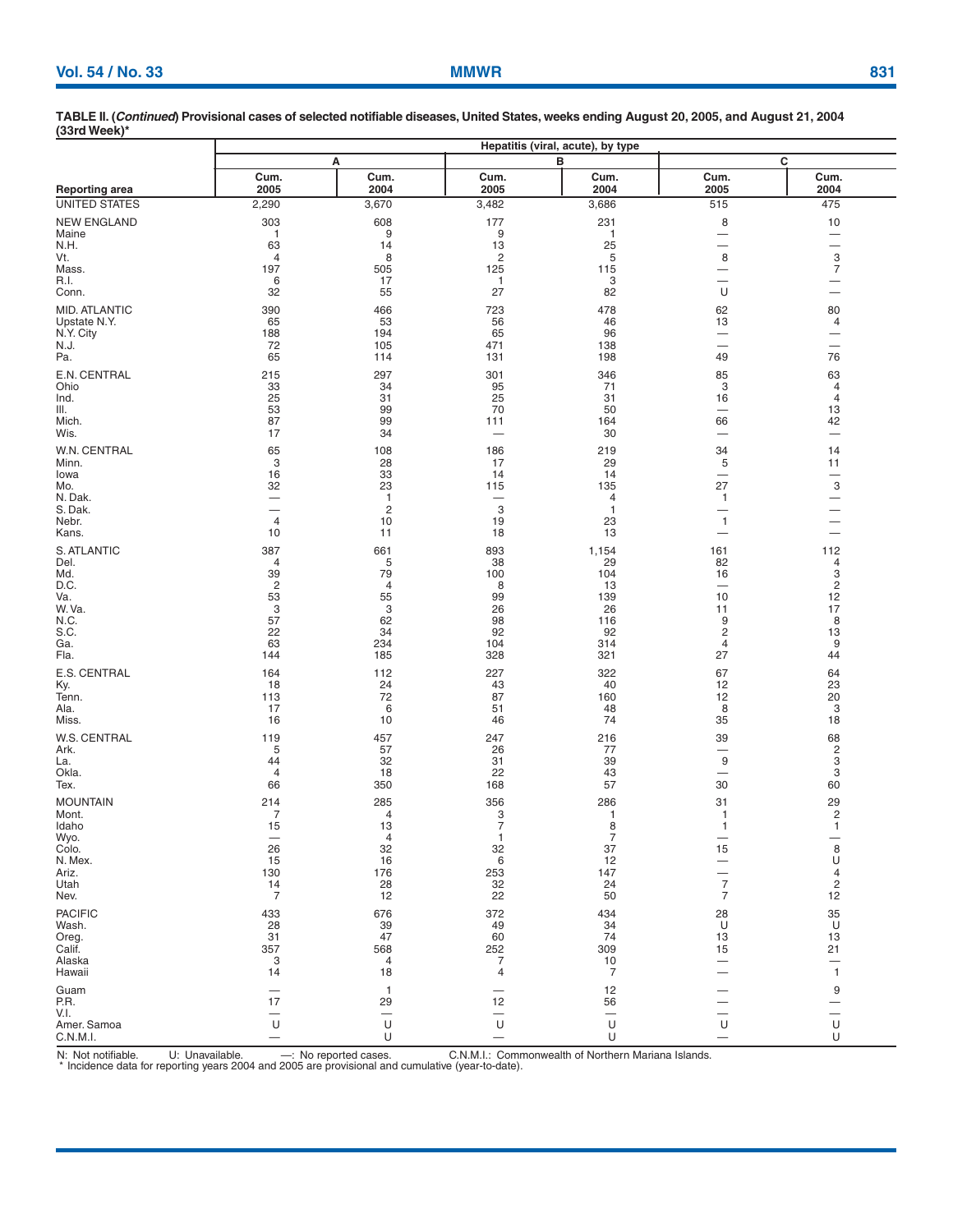**TABLE II. (*Continued*) Provisional cases of selected notifiable diseases, United States, weeks ending August 20, 2005, and August 21, 2004 (33rd Week)***

| Reporting area | Hepatitis (viral, acute), by type | | | | | |
|---|---|---|---|---|---|---|
| | A | | B | | C | |
| | Cum. 2005 | Cum. 2004 | Cum. 2005 | Cum. 2004 | Cum. 2005 | Cum. 2004 |
| UNITED STATES | 2,290 | 3,670 | 3,482 | 3,686 | 515 | 475 |
| NEW ENGLAND | 303 | 608 | 177 | 231 | 8 | 10 |
| Maine | 1 | 9 | 9 | 1 | — | — |
| N.H. | 63 | 14 | 13 | 25 | — | — |
| Vt. | 4 | 8 | 2 | 5 | 8 | 3 |
| Mass. | 197 | 505 | 125 | 115 | — | 7 |
| R.I. | 6 | 17 | 1 | 3 | — | — |
| Conn. | 32 | 55 | 27 | 82 | U | — |
| MID. ATLANTIC | 390 | 466 | 723 | 478 | 62 | 80 |
| Upstate N.Y. | 65 | 53 | 56 | 46 | 13 | 4 |
| N.Y. City | 188 | 194 | 65 | 96 | — | — |
| N.J. | 72 | 105 | 471 | 138 | — | — |
| Pa. | 65 | 114 | 131 | 198 | 49 | 76 |
| E.N. CENTRAL | 215 | 297 | 301 | 346 | 85 | 63 |
| Ohio | 33 | 34 | 95 | 71 | 3 | 4 |
| Ind. | 25 | 31 | 25 | 31 | 16 | 4 |
| Ill. | 53 | 99 | 70 | 50 | — | 13 |
| Mich. | 87 | 99 | 111 | 164 | 66 | 42 |
| Wis. | 17 | 34 | — | 30 | — | — |
| W.N. CENTRAL | 65 | 108 | 186 | 219 | 34 | 14 |
| Minn. | 3 | 28 | 17 | 29 | 5 | 11 |
| Iowa | 16 | 33 | 14 | 14 | — | — |
| Mo. | 32 | 23 | 115 | 135 | 27 | 3 |
| N. Dak. | — | 1 | — | 4 | 1 | — |
| S. Dak. | — | 2 | 3 | 1 | — | — |
| Nebr. | 4 | 10 | 19 | 23 | 1 | — |
| Kans. | 10 | 11 | 18 | 13 | — | — |
| S. ATLANTIC | 387 | 661 | 893 | 1,154 | 161 | 112 |
| Del. | 4 | 5 | 38 | 29 | 82 | 4 |
| Md. | 39 | 79 | 100 | 104 | 16 | 3 |
| D.C. | 2 | 4 | 8 | 13 | — | 2 |
| Va. | 53 | 55 | 99 | 139 | 10 | 12 |
| W. Va. | 3 | 3 | 26 | 26 | 11 | 17 |
| N.C. | 57 | 62 | 98 | 116 | 9 | 8 |
| S.C. | 22 | 34 | 92 | 92 | 2 | 13 |
| Ga. | 63 | 234 | 104 | 314 | 4 | 9 |
| Fla. | 144 | 185 | 328 | 321 | 27 | 44 |
| E.S. CENTRAL | 164 | 112 | 227 | 322 | 67 | 64 |
| Ky. | 18 | 24 | 43 | 40 | 12 | 23 |
| Tenn. | 113 | 72 | 87 | 160 | 12 | 20 |
| Ala. | 17 | 6 | 51 | 48 | 8 | 3 |
| Miss. | 16 | 10 | 46 | 74 | 35 | 18 |
| W.S. CENTRAL | 119 | 457 | 247 | 216 | 39 | 68 |
| Ark. | 5 | 57 | 26 | 77 | — | 2 |
| La. | 44 | 32 | 31 | 39 | 9 | 3 |
| Okla. | 4 | 18 | 22 | 43 | — | 3 |
| Tex. | 66 | 350 | 168 | 57 | 30 | 60 |
| MOUNTAIN | 214 | 285 | 356 | 286 | 31 | 29 |
| Mont. | 7 | 4 | 3 | 1 | 1 | 2 |
| Idaho | 15 | 13 | 7 | 8 | 1 | 1 |
| Wyo. | — | 4 | 1 | 7 | — | — |
| Colo. | 26 | 32 | 32 | 37 | 15 | 8 |
| N. Mex. | 15 | 16 | 6 | 12 | — | U |
| Ariz. | 130 | 176 | 253 | 147 | — | 4 |
| Utah | 14 | 28 | 32 | 24 | 7 | 2 |
| Nev. | 7 | 12 | 22 | 50 | 7 | 12 |
| PACIFIC | 433 | 676 | 372 | 434 | 28 | 35 |
| Wash. | 28 | 39 | 49 | 34 | U | U |
| Oreg. | 31 | 47 | 60 | 74 | 13 | 13 |
| Calif. | 357 | 568 | 252 | 309 | 15 | 21 |
| Alaska | 3 | 4 | 7 | 10 | — | — |
| Hawaii | 14 | 18 | 4 | 7 | — | 1 |
| Guam | — | 1 | — | 12 | — | 9 |
| P.R. | 17 | 29 | 12 | 56 | — | — |
| V.I. | — | — | — | — | — | — |
| Amer. Samoa | U | U | U | U | U | U |
| C.N.M.I. | — | U | — | U | — | U |

N: Not notifiable. U: Unavailable. —: No reported cases. C.N.M.I.: Commonwealth of Northern Mariana Islands.
* Incidence data for reporting years 2004 and 2005 are provisional and cumulative (year-to-date).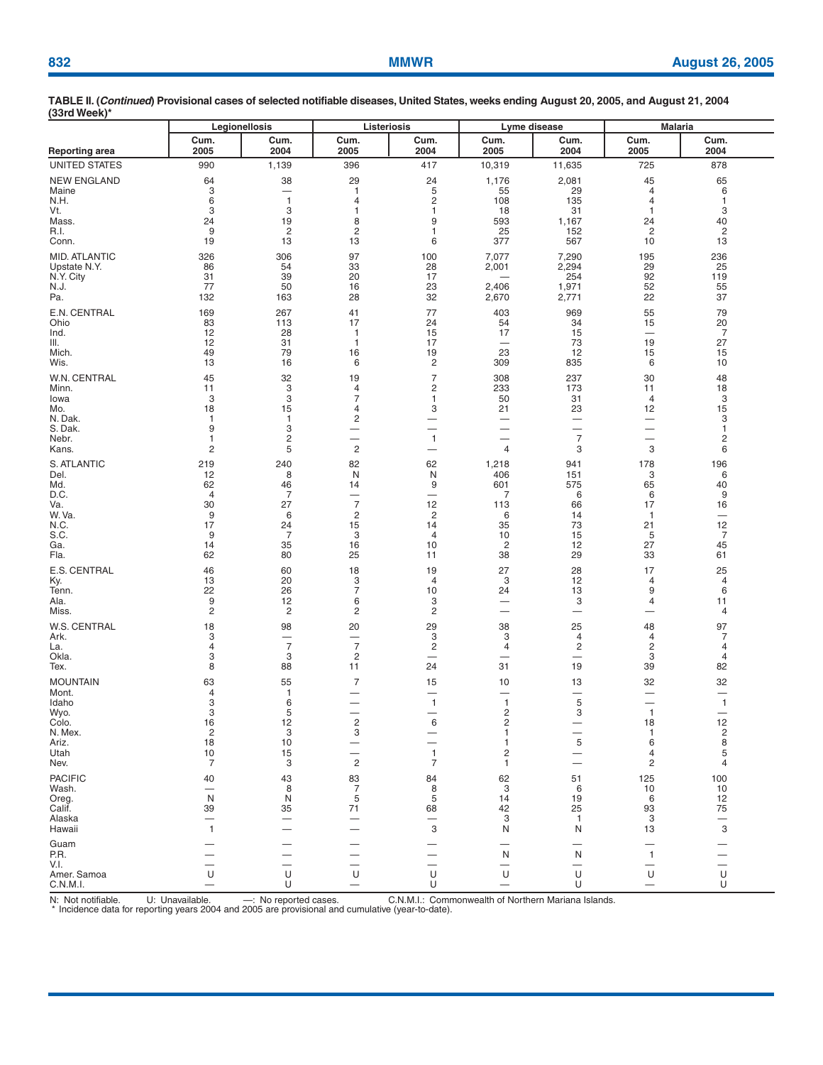**TABLE II. (*Continued*) Provisional cases of selected notifiable diseases, United States, weeks ending August 20, 2005, and August 21, 2004 (33rd Week)***

| Reporting area | Legionellosis | | Listeriosis | | Lyme disease | | Malaria | |
|---|---|---|---|---|---|---|---|---|
| | Cum. 2005 | Cum. 2004 | Cum. 2005 | Cum. 2004 | Cum. 2005 | Cum. 2004 | Cum. 2005 | Cum. 2004 |
| UNITED STATES | 990 | 1,139 | 396 | 417 | 10,319 | 11,635 | 725 | 878 |
| NEW ENGLAND | 64 | 38 | 29 | 24 | 1,176 | 2,081 | 45 | 65 |
| Maine | 3 | — | 1 | 5 | 55 | 29 | 4 | 6 |
| N.H. | 6 | 1 | 4 | 2 | 108 | 135 | 4 | 1 |
| Vt. | 3 | 3 | 1 | 1 | 18 | 31 | 1 | 3 |
| Mass. | 24 | 19 | 8 | 9 | 593 | 1,167 | 24 | 40 |
| R.I. | 9 | 2 | 2 | 1 | 25 | 152 | 2 | 2 |
| Conn. | 19 | 13 | 13 | 6 | 377 | 567 | 10 | 13 |
| MID. ATLANTIC | 326 | 306 | 97 | 100 | 7,077 | 7,290 | 195 | 236 |
| Upstate N.Y. | 86 | 54 | 33 | 28 | 2,001 | 2,294 | 29 | 25 |
| N.Y. City | 31 | 39 | 20 | 17 | — | 254 | 92 | 119 |
| N.J. | 77 | 50 | 16 | 23 | 2,406 | 1,971 | 52 | 55 |
| Pa. | 132 | 163 | 28 | 32 | 2,670 | 2,771 | 22 | 37 |
| E.N. CENTRAL | 169 | 267 | 41 | 77 | 403 | 969 | 55 | 79 |
| Ohio | 83 | 113 | 17 | 24 | 54 | 34 | 15 | 20 |
| Ind. | 12 | 28 | 1 | 15 | 17 | 15 | — | 7 |
| Ill. | 12 | 31 | 1 | 17 | — | 73 | 19 | 27 |
| Mich. | 49 | 79 | 16 | 19 | 23 | 12 | 15 | 15 |
| Wis. | 13 | 16 | 6 | 2 | 309 | 835 | 6 | 10 |
| W.N. CENTRAL | 45 | 32 | 19 | 7 | 308 | 237 | 30 | 48 |
| Minn. | 11 | 3 | 4 | 2 | 233 | 173 | 11 | 18 |
| Iowa | 3 | 3 | 7 | 1 | 50 | 31 | 4 | 3 |
| Mo. | 18 | 15 | 4 | 3 | 21 | 23 | 12 | 15 |
| N. Dak. | 1 | 1 | 2 | — | — | — | — | 3 |
| S. Dak. | 9 | 3 | — | — | — | — | — | 1 |
| Nebr. | 1 | 2 | — | 1 | — | 7 | — | 2 |
| Kans. | 2 | 5 | 2 | — | 4 | 3 | 3 | 6 |
| S. ATLANTIC | 219 | 240 | 82 | 62 | 1,218 | 941 | 178 | 196 |
| Del. | 12 | 8 | N | N | 406 | 151 | 3 | 6 |
| Md. | 62 | 46 | 14 | 9 | 601 | 575 | 65 | 40 |
| D.C. | 4 | 7 | — | — | 7 | 6 | 6 | 9 |
| Va. | 30 | 27 | 7 | 12 | 113 | 66 | 17 | 16 |
| W. Va. | 9 | 6 | 2 | 2 | 6 | 14 | 1 | — |
| N.C. | 17 | 24 | 15 | 14 | 35 | 73 | 21 | 12 |
| S.C. | 9 | 7 | 3 | 4 | 10 | 15 | 5 | 7 |
| Ga. | 14 | 35 | 16 | 10 | 2 | 12 | 27 | 45 |
| Fla. | 62 | 80 | 25 | 11 | 38 | 29 | 33 | 61 |
| E.S. CENTRAL | 46 | 60 | 18 | 19 | 27 | 28 | 17 | 25 |
| Ky. | 13 | 20 | 3 | 4 | 3 | 12 | 4 | 4 |
| Tenn. | 22 | 26 | 7 | 10 | 24 | 13 | 9 | 6 |
| Ala. | 9 | 12 | 6 | 3 | — | 3 | 4 | 11 |
| Miss. | 2 | 2 | 2 | 2 | — | — | — | 4 |
| W.S. CENTRAL | 18 | 98 | 20 | 29 | 38 | 25 | 48 | 97 |
| Ark. | 3 | — | — | 3 | 3 | 4 | 4 | 7 |
| La. | 4 | 7 | 7 | 2 | 4 | 2 | 2 | 4 |
| Okla. | 3 | 3 | 2 | — | — | — | 3 | 4 |
| Tex. | 8 | 88 | 11 | 24 | 31 | 19 | 39 | 82 |
| MOUNTAIN | 63 | 55 | 7 | 15 | 10 | 13 | 32 | 32 |
| Mont. | 4 | 1 | — | — | — | — | — | — |
| Idaho | 3 | 6 | — | 1 | 1 | 5 | — | 1 |
| Wyo. | 3 | 5 | — | — | 2 | 3 | 1 | — |
| Colo. | 16 | 12 | 2 | 6 | 2 | — | 18 | 12 |
| N. Mex. | 2 | 3 | 3 | — | 1 | — | 1 | 2 |
| Ariz. | 18 | 10 | — | — | 1 | 5 | 6 | 8 |
| Utah | 10 | 15 | — | 1 | 2 | — | 4 | 5 |
| Nev. | 7 | 3 | 2 | 7 | 1 | — | 2 | 4 |
| PACIFIC | 40 | 43 | 83 | 84 | 62 | 51 | 125 | 100 |
| Wash. | — | 8 | 7 | 8 | 3 | 6 | 10 | 10 |
| Oreg. | N | N | 5 | 5 | 14 | 19 | 6 | 12 |
| Calif. | 39 | 35 | 71 | 68 | 42 | 25 | 93 | 75 |
| Alaska | — | — | — | — | 3 | 1 | 3 | — |
| Hawaii | 1 | — | — | 3 | N | N | 13 | 3 |
| Guam | — | — | — | — | — | — | — | — |
| P.R. | — | — | — | — | N | N | 1 | — |
| V.I. | — | — | — | — | — | — | — | — |
| Amer. Samoa | U | U | U | U | U | U | U | U |
| C.N.M.I. | — | U | — | U | — | U | — | U |

N: Not notifiable. U: Unavailable. —: No reported cases. C.N.M.I.: Commonwealth of Northern Mariana Islands.
\* Incidence data for reporting years 2004 and 2005 are provisional and cumulative (year-to-date).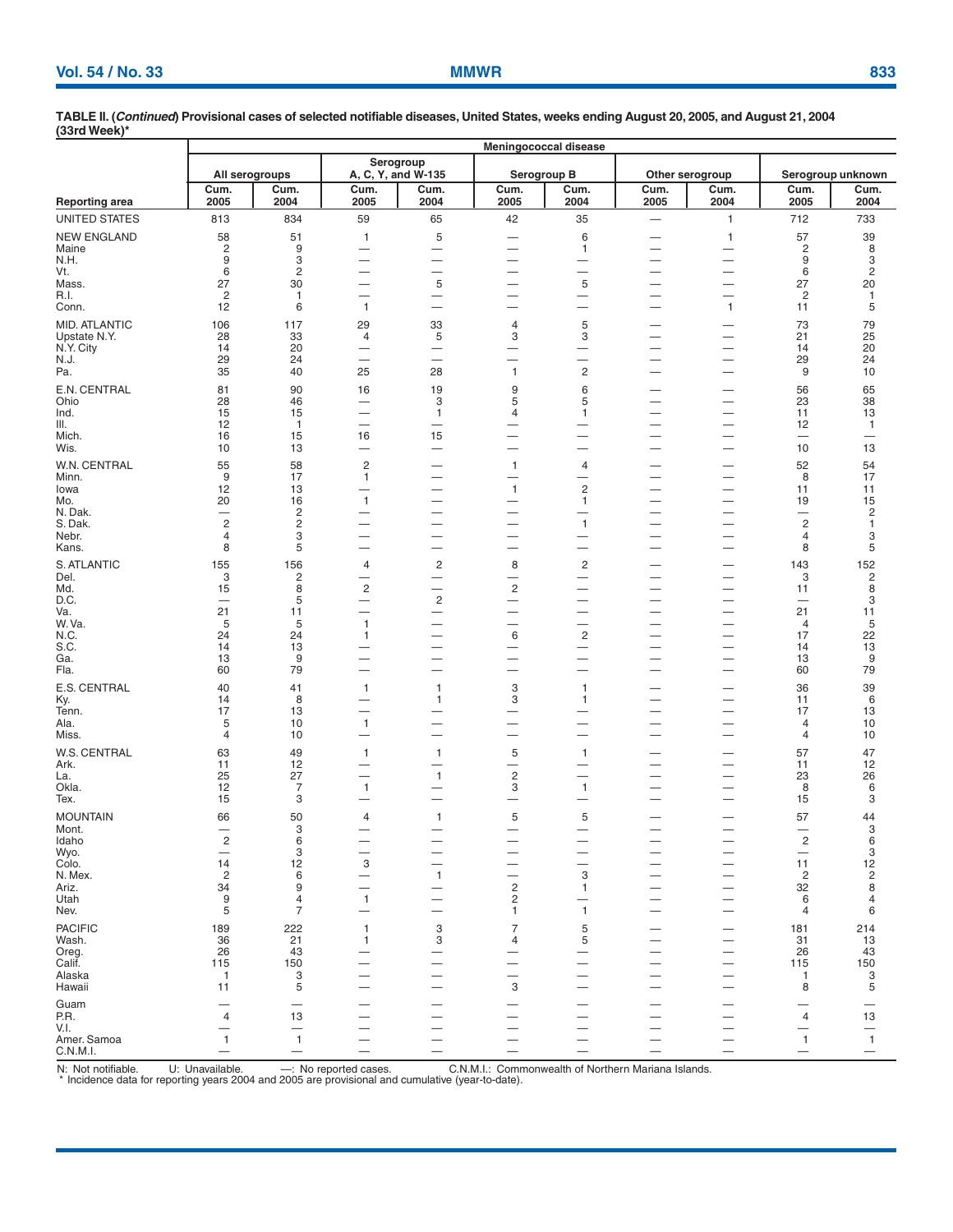**TABLE II. (*Continued*) Provisional cases of selected notifiable diseases, United States, weeks ending August 20, 2005, and August 21, 2004 (33rd Week)***

| Reporting area | Meningococcal disease | | | | | | | | | |
|---|---|---|---|---|---|---|---|---|---|---|
| | All serogroups | | Serogroup A, C, Y, and W-135 | | Serogroup B | | Other serogroup | | Serogroup unknown | |
| | Cum. 2005 | Cum. 2004 | Cum. 2005 | Cum. 2004 | Cum. 2005 | Cum. 2004 | Cum. 2005 | Cum. 2004 | Cum. 2005 | Cum. 2004 |
| UNITED STATES | 813 | 834 | 59 | 65 | 42 | 35 | — | 1 | 712 | 733 |
| NEW ENGLAND | 58 | 51 | 1 | 5 | — | 6 | — | 1 | 57 | 39 |
| Maine | 2 | 9 | — | — | — | 1 | — | — | 2 | 8 |
| N.H. | 9 | 3 | — | — | — | — | — | — | 9 | 3 |
| Vt. | 6 | 2 | — | — | — | — | — | — | 6 | 2 |
| Mass. | 27 | 30 | — | 5 | — | 5 | — | — | 27 | 20 |
| R.I. | 2 | 1 | — | — | — | — | — | — | 2 | 1 |
| Conn. | 12 | 6 | 1 | — | — | — | — | 1 | 11 | 5 |
| MID. ATLANTIC | 106 | 117 | 29 | 33 | 4 | 5 | — | — | 73 | 79 |
| Upstate N.Y. | 28 | 33 | 4 | 5 | 3 | 3 | — | — | 21 | 25 |
| N.Y. City | 14 | 20 | — | — | — | — | — | — | 14 | 20 |
| N.J. | 29 | 24 | — | — | — | — | — | — | 29 | 24 |
| Pa. | 35 | 40 | 25 | 28 | 1 | 2 | — | — | 9 | 10 |
| E.N. CENTRAL | 81 | 90 | 16 | 19 | 9 | 6 | — | — | 56 | 65 |
| Ohio | 28 | 46 | — | 3 | 5 | 5 | — | — | 23 | 38 |
| Ind. | 15 | 15 | — | 1 | 4 | 1 | — | — | 11 | 13 |
| Ill. | 12 | 1 | — | — | — | — | — | — | 12 | 1 |
| Mich. | 16 | 15 | 16 | 15 | — | — | — | — | — | — |
| Wis. | 10 | 13 | — | — | — | — | — | — | 10 | 13 |
| W.N. CENTRAL | 55 | 58 | 2 | — | 1 | 4 | — | — | 52 | 54 |
| Minn. | 9 | 17 | 1 | — | — | — | — | — | 8 | 17 |
| Iowa | 12 | 13 | — | — | 1 | 2 | — | — | 11 | 11 |
| Mo. | 20 | 16 | 1 | — | — | 1 | — | — | 19 | 15 |
| N. Dak. | — | 2 | — | — | — | — | — | — | — | 2 |
| S. Dak. | 2 | 2 | — | — | — | 1 | — | — | 2 | 1 |
| Nebr. | 4 | 3 | — | — | — | — | — | — | 4 | 3 |
| Kans. | 8 | 5 | — | — | — | — | — | — | 8 | 5 |
| S. ATLANTIC | 155 | 156 | 4 | 2 | 8 | 2 | — | — | 143 | 152 |
| Del. | 3 | 2 | — | — | — | — | — | — | 3 | 2 |
| Md. | 15 | 8 | 2 | — | 2 | — | — | — | 11 | 8 |
| D.C. | — | 5 | — | 2 | — | — | — | — | — | 3 |
| Va. | 21 | 11 | — | — | — | — | — | — | 21 | 11 |
| W. Va. | 5 | 5 | 1 | — | — | — | — | — | 4 | 5 |
| N.C. | 24 | 24 | 1 | — | 6 | 2 | — | — | 17 | 22 |
| S.C. | 14 | 13 | — | — | — | — | — | — | 14 | 13 |
| Ga. | 13 | 9 | — | — | — | — | — | — | 13 | 9 |
| Fla. | 60 | 79 | — | — | — | — | — | — | 60 | 79 |
| E.S. CENTRAL | 40 | 41 | 1 | 1 | 3 | 1 | — | — | 36 | 39 |
| Ky. | 14 | 8 | — | 1 | 3 | 1 | — | — | 11 | 6 |
| Tenn. | 17 | 13 | — | — | — | — | — | — | 17 | 13 |
| Ala. | 5 | 10 | 1 | — | — | — | — | — | 4 | 10 |
| Miss. | 4 | 10 | — | — | — | — | — | — | 4 | 10 |
| W.S. CENTRAL | 63 | 49 | 1 | 1 | 5 | 1 | — | — | 57 | 47 |
| Ark. | 11 | 12 | — | — | — | — | — | — | 11 | 12 |
| La. | 25 | 27 | — | 1 | 2 | — | — | — | 23 | 26 |
| Okla. | 12 | 7 | 1 | — | 3 | 1 | — | — | 8 | 6 |
| Tex. | 15 | 3 | — | — | — | — | — | — | 15 | 3 |
| MOUNTAIN | 66 | 50 | 4 | 1 | 5 | 5 | — | — | 57 | 44 |
| Mont. | — | 3 | — | — | — | — | — | — | — | 3 |
| Idaho | 2 | 6 | — | — | — | — | — | — | 2 | 6 |
| Wyo. | — | 3 | — | — | — | — | — | — | — | 3 |
| Colo. | 14 | 12 | 3 | — | — | — | — | — | 11 | 12 |
| N. Mex. | 2 | 6 | — | 1 | — | 3 | — | — | 2 | 2 |
| Ariz. | 34 | 9 | — | — | 2 | 1 | — | — | 32 | 8 |
| Utah | 9 | 4 | 1 | — | 2 | — | — | — | 6 | 4 |
| Nev. | 5 | 7 | — | — | 1 | 1 | — | — | 4 | 6 |
| PACIFIC | 189 | 222 | 1 | 3 | 7 | 5 | — | — | 181 | 214 |
| Wash. | 36 | 21 | 1 | 3 | 4 | 5 | — | — | 31 | 13 |
| Oreg. | 26 | 43 | — | — | — | — | — | — | 26 | 43 |
| Calif. | 115 | 150 | — | — | — | — | — | — | 115 | 150 |
| Alaska | 1 | 3 | — | — | — | — | — | — | 1 | 3 |
| Hawaii | 11 | 5 | — | — | 3 | — | — | — | 8 | 5 |
| Guam | — | — | — | — | — | — | — | — | — | — |
| P.R. | 4 | 13 | — | — | — | — | — | — | 4 | 13 |
| V.I. | — | — | — | — | — | — | — | — | — | — |
| Amer. Samoa | 1 | 1 | — | — | — | — | — | — | 1 | 1 |
| C.N.M.I. | — | — | — | — | — | — | — | — | — | — |

N: Not notifiable. U: Unavailable. —: No reported cases. C.N.M.I.: Commonwealth of Northern Mariana Islands.
\* Incidence data for reporting years 2004 and 2005 are provisional and cumulative (year-to-date).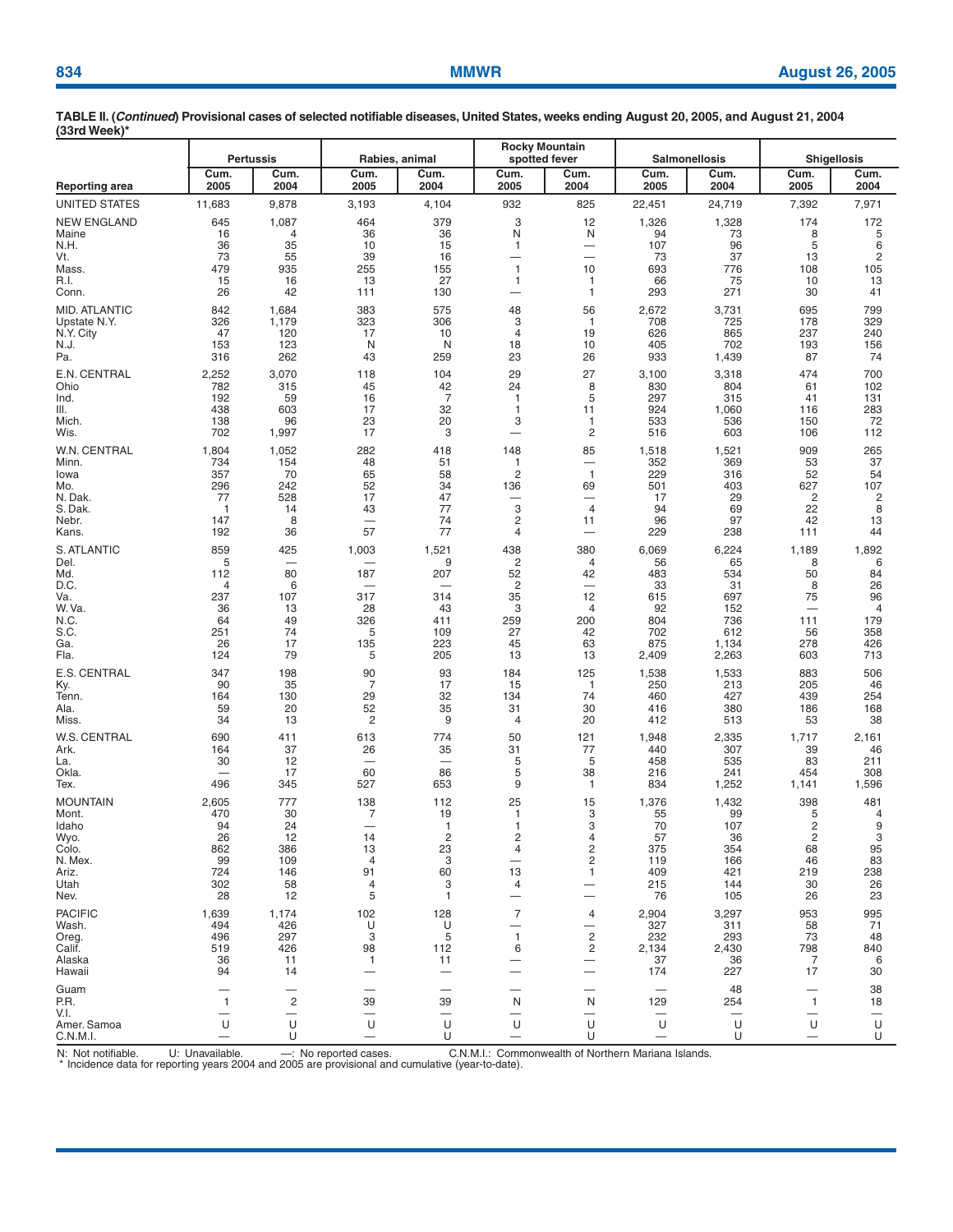**TABLE II. (*Continued*) Provisional cases of selected notifiable diseases, United States, weeks ending August 20, 2005, and August 21, 2004 (33rd Week)***

| Reporting area | Pertussis | | Rabies, animal | | Rocky Mountain spotted fever | | Salmonellosis | | Shigellosis | |
|---|---|---|---|---|---|---|---|---|---|---|
| | Cum. 2005 | Cum. 2004 | Cum. 2005 | Cum. 2004 | Cum. 2005 | Cum. 2004 | Cum. 2005 | Cum. 2004 | Cum. 2005 | Cum. 2004 |
| UNITED STATES | 11,683 | 9,878 | 3,193 | 4,104 | 932 | 825 | 22,451 | 24,719 | 7,392 | 7,971 |
| NEW ENGLAND | 645 | 1,087 | 464 | 379 | 3 | 12 | 1,326 | 1,328 | 174 | 172 |
| Maine | 16 | 4 | 36 | 36 | N | N | 94 | 73 | 8 | 5 |
| N.H. | 36 | 35 | 10 | 15 | 1 | — | 107 | 96 | 5 | 6 |
| Vt. | 73 | 55 | 39 | 16 | — | — | 73 | 37 | 13 | 2 |
| Mass. | 479 | 935 | 255 | 155 | 1 | 10 | 693 | 776 | 108 | 105 |
| R.I. | 15 | 16 | 13 | 27 | 1 | 1 | 66 | 75 | 10 | 13 |
| Conn. | 26 | 42 | 111 | 130 | — | 1 | 293 | 271 | 30 | 41 |
| MID. ATLANTIC | 842 | 1,684 | 383 | 575 | 48 | 56 | 2,672 | 3,731 | 695 | 799 |
| Upstate N.Y. | 326 | 1,179 | 323 | 306 | 3 | 1 | 708 | 725 | 178 | 329 |
| N.Y. City | 47 | 120 | 17 | 10 | 4 | 19 | 626 | 865 | 237 | 240 |
| N.J. | 153 | 123 | N | N | 18 | 10 | 405 | 702 | 193 | 156 |
| Pa. | 316 | 262 | 43 | 259 | 23 | 26 | 933 | 1,439 | 87 | 74 |
| E.N. CENTRAL | 2,252 | 3,070 | 118 | 104 | 29 | 27 | 3,100 | 3,318 | 474 | 700 |
| Ohio | 782 | 315 | 45 | 42 | 24 | 8 | 830 | 804 | 61 | 102 |
| Ind. | 192 | 59 | 16 | 7 | 1 | 5 | 297 | 315 | 41 | 131 |
| Ill. | 438 | 603 | 17 | 32 | 1 | 11 | 924 | 1,060 | 116 | 283 |
| Mich. | 138 | 96 | 23 | 20 | 3 | 1 | 533 | 536 | 150 | 72 |
| Wis. | 702 | 1,997 | 17 | 3 | — | 2 | 516 | 603 | 106 | 112 |
| W.N. CENTRAL | 1,804 | 1,052 | 282 | 418 | 148 | 85 | 1,518 | 1,521 | 909 | 265 |
| Minn. | 734 | 154 | 48 | 51 | 1 | — | 352 | 369 | 53 | 37 |
| Iowa | 357 | 70 | 65 | 58 | 2 | 1 | 229 | 316 | 52 | 54 |
| Mo. | 296 | 242 | 52 | 34 | 136 | 69 | 501 | 403 | 627 | 107 |
| N. Dak. | 77 | 528 | 17 | 47 | — | — | 17 | 29 | 2 | 2 |
| S. Dak. | 1 | 14 | 43 | 77 | 3 | 4 | 94 | 69 | 22 | 8 |
| Nebr. | 147 | 8 | — | 74 | 2 | 11 | 96 | 97 | 42 | 13 |
| Kans. | 192 | 36 | 57 | 77 | 4 | — | 229 | 238 | 111 | 44 |
| S. ATLANTIC | 859 | 425 | 1,003 | 1,521 | 438 | 380 | 6,069 | 6,224 | 1,189 | 1,892 |
| Del. | 5 | — | — | 9 | 2 | 4 | 56 | 65 | 8 | 6 |
| Md. | 112 | 80 | 187 | 207 | 52 | 42 | 483 | 534 | 50 | 84 |
| D.C. | 4 | 6 | — | — | 2 | — | 33 | 31 | 8 | 26 |
| Va. | 237 | 107 | 317 | 314 | 35 | 12 | 615 | 697 | 75 | 96 |
| W. Va. | 36 | 13 | 28 | 43 | 3 | 4 | 92 | 152 | — | 4 |
| N.C. | 64 | 49 | 326 | 411 | 259 | 200 | 804 | 736 | 111 | 179 |
| S.C. | 251 | 74 | 5 | 109 | 27 | 42 | 702 | 612 | 56 | 358 |
| Ga. | 26 | 17 | 135 | 223 | 45 | 63 | 875 | 1,134 | 278 | 426 |
| Fla. | 124 | 79 | 5 | 205 | 13 | 13 | 2,409 | 2,263 | 603 | 713 |
| E.S. CENTRAL | 347 | 198 | 90 | 93 | 184 | 125 | 1,538 | 1,533 | 883 | 506 |
| Ky. | 90 | 35 | 7 | 17 | 15 | 1 | 250 | 213 | 205 | 46 |
| Tenn. | 164 | 130 | 29 | 32 | 134 | 74 | 460 | 427 | 439 | 254 |
| Ala. | 59 | 20 | 52 | 35 | 31 | 30 | 416 | 380 | 186 | 168 |
| Miss. | 34 | 13 | 2 | 9 | 4 | 20 | 412 | 513 | 53 | 38 |
| W.S. CENTRAL | 690 | 411 | 613 | 774 | 50 | 121 | 1,948 | 2,335 | 1,717 | 2,161 |
| Ark. | 164 | 37 | 26 | 35 | 31 | 77 | 440 | 307 | 39 | 46 |
| La. | 30 | 12 | — | — | 5 | 5 | 458 | 535 | 83 | 211 |
| Okla. | — | 17 | 60 | 86 | 5 | 38 | 216 | 241 | 454 | 308 |
| Tex. | 496 | 345 | 527 | 653 | 9 | 1 | 834 | 1,252 | 1,141 | 1,596 |
| MOUNTAIN | 2,605 | 777 | 138 | 112 | 25 | 15 | 1,376 | 1,432 | 398 | 481 |
| Mont. | 470 | 30 | 7 | 19 | 1 | 3 | 55 | 99 | 5 | 4 |
| Idaho | 94 | 24 | — | 1 | 1 | 3 | 70 | 107 | 2 | 9 |
| Wyo. | 26 | 12 | 14 | 2 | 2 | 4 | 57 | 36 | 2 | 3 |
| Colo. | 862 | 386 | 13 | 23 | 4 | 2 | 375 | 354 | 68 | 95 |
| N. Mex. | 99 | 109 | 4 | 3 | — | 2 | 119 | 166 | 46 | 83 |
| Ariz. | 724 | 146 | 91 | 60 | 13 | 1 | 409 | 421 | 219 | 238 |
| Utah | 302 | 58 | 4 | 3 | 4 | — | 215 | 144 | 30 | 26 |
| Nev. | 28 | 12 | 5 | 1 | — | — | 76 | 105 | 26 | 23 |
| PACIFIC | 1,639 | 1,174 | 102 | 128 | 7 | 4 | 2,904 | 3,297 | 953 | 995 |
| Wash. | 494 | 426 | U | U | — | — | 327 | 311 | 58 | 71 |
| Oreg. | 496 | 297 | 3 | 5 | 1 | 2 | 232 | 293 | 73 | 48 |
| Calif. | 519 | 426 | 98 | 112 | 6 | 2 | 2,134 | 2,430 | 798 | 840 |
| Alaska | 36 | 11 | 1 | 11 | — | — | 37 | 36 | 7 | 6 |
| Hawaii | 94 | 14 | — | — | — | — | 174 | 227 | 17 | 30 |
| Guam | — | — | — | — | — | — | — | 48 | — | 38 |
| P.R. | 1 | 2 | 39 | 39 | N | N | 129 | 254 | 1 | 18 |
| V.I. | — | — | — | — | — | — | — | — | — | — |
| Amer. Samoa | U | U | U | U | U | U | U | U | U | U |
| C.N.M.I. | — | U | — | U | — | U | — | U | — | U |

N: Not notifiable. U: Unavailable. —: No reported cases. C.N.M.I.: Commonwealth of Northern Mariana Islands.
* Incidence data for reporting years 2004 and 2005 are provisional and cumulative (year-to-date).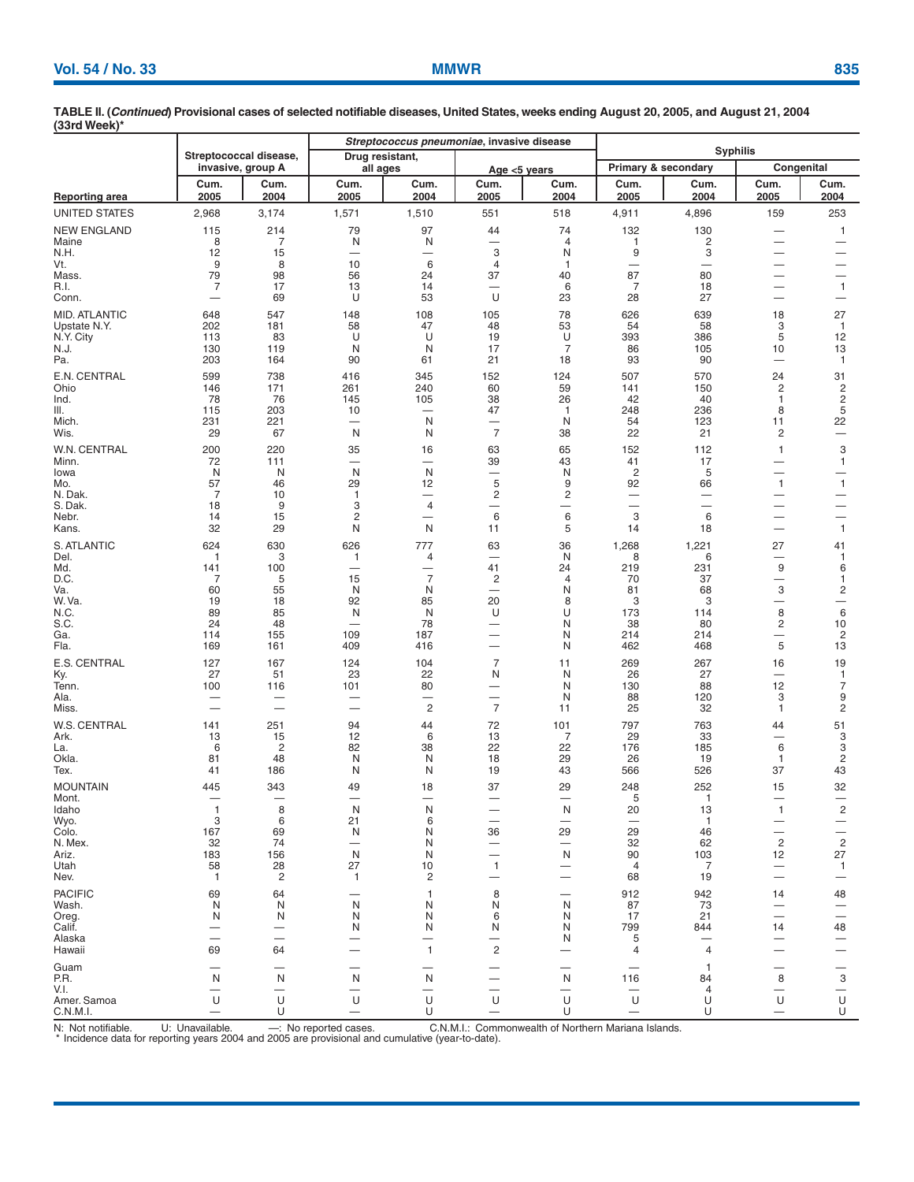**TABLE II. (*Continued*) Provisional cases of selected notifiable diseases, United States, weeks ending August 20, 2005, and August 21, 2004 (33rd Week)***

| Reporting area | Streptococcal disease, invasive, group A | | *Streptococcus pneumoniae*, invasive disease: Drug resistant, all ages | | *Streptococcus pneumoniae*, invasive disease: Age <5 years | | Syphilis: Primary & secondary | | Syphilis: Congenital | |
|---|---|---|---|---|---|---|---|---|---|---|
| | Cum. 2005 | Cum. 2004 | Cum. 2005 | Cum. 2004 | Cum. 2005 | Cum. 2004 | Cum. 2005 | Cum. 2004 | Cum. 2005 | Cum. 2004 |
| UNITED STATES | 2,968 | 3,174 | 1,571 | 1,510 | 551 | 518 | 4,911 | 4,896 | 159 | 253 |
| NEW ENGLAND | 115 | 214 | 79 | 97 | 44 | 74 | 132 | 130 | — | 1 |
| Maine | 8 | 7 | N | N | — | 4 | 1 | 2 | — | — |
| N.H. | 12 | 15 | — | — | 3 | N | 9 | 3 | — | — |
| Vt. | 9 | 8 | 10 | 6 | 4 | 1 | — | — | — | — |
| Mass. | 79 | 98 | 56 | 24 | 37 | 40 | 87 | 80 | — | — |
| R.I. | 7 | 17 | 13 | 14 | — | 6 | 7 | 18 | — | 1 |
| Conn. | — | 69 | U | 53 | U | 23 | 28 | 27 | — | — |
| MID. ATLANTIC | 648 | 547 | 148 | 108 | 105 | 78 | 626 | 639 | 18 | 27 |
| Upstate N.Y. | 202 | 181 | 58 | 47 | 48 | 53 | 54 | 58 | 3 | 1 |
| N.Y. City | 113 | 83 | U | U | 19 | U | 393 | 386 | 5 | 12 |
| N.J. | 130 | 119 | N | N | 17 | 7 | 86 | 105 | 10 | 13 |
| Pa. | 203 | 164 | 90 | 61 | 21 | 18 | 93 | 90 | — | 1 |
| E.N. CENTRAL | 599 | 738 | 416 | 345 | 152 | 124 | 507 | 570 | 24 | 31 |
| Ohio | 146 | 171 | 261 | 240 | 60 | 59 | 141 | 150 | 2 | 2 |
| Ind. | 78 | 76 | 145 | 105 | 38 | 26 | 42 | 40 | 1 | 2 |
| Ill. | 115 | 203 | 10 | — | 47 | 1 | 248 | 236 | 8 | 5 |
| Mich. | 231 | 221 | — | N | — | N | 54 | 123 | 11 | 22 |
| Wis. | 29 | 67 | N | N | 7 | 38 | 22 | 21 | 2 | — |
| W.N. CENTRAL | 200 | 220 | 35 | 16 | 63 | 65 | 152 | 112 | 1 | 3 |
| Minn. | 72 | 111 | — | — | 39 | 43 | 41 | 17 | — | 1 |
| Iowa | N | N | N | N | — | N | 2 | 5 | — | — |
| Mo. | 57 | 46 | 29 | 12 | 5 | 9 | 92 | 66 | 1 | 1 |
| N. Dak. | 7 | 10 | 1 | — | 2 | 2 | — | — | — | — |
| S. Dak. | 18 | 9 | 3 | 4 | — | — | — | — | — | — |
| Nebr. | 14 | 15 | 2 | — | 6 | 6 | 3 | 6 | — | — |
| Kans. | 32 | 29 | N | N | 11 | 5 | 14 | 18 | — | 1 |
| S. ATLANTIC | 624 | 630 | 626 | 777 | 63 | 36 | 1,268 | 1,221 | 27 | 41 |
| Del. | 1 | 3 | 1 | 4 | — | N | 8 | 6 | — | 1 |
| Md. | 141 | 100 | — | — | 41 | 24 | 219 | 231 | 9 | 6 |
| D.C. | 7 | 5 | 15 | 7 | 2 | 4 | 70 | 37 | — | 1 |
| Va. | 60 | 55 | N | N | — | N | 81 | 68 | 3 | 2 |
| W. Va. | 19 | 18 | 92 | 85 | 20 | 8 | 3 | 3 | — | — |
| N.C. | 89 | 85 | N | N | U | U | 173 | 114 | 8 | 6 |
| S.C. | 24 | 48 | — | 78 | — | N | 38 | 80 | 2 | 10 |
| Ga. | 114 | 155 | 109 | 187 | — | N | 214 | 214 | — | 2 |
| Fla. | 169 | 161 | 409 | 416 | — | N | 462 | 468 | 5 | 13 |
| E.S. CENTRAL | 127 | 167 | 124 | 104 | 7 | 11 | 269 | 267 | 16 | 19 |
| Ky. | 27 | 51 | 23 | 22 | N | N | 26 | 27 | — | 1 |
| Tenn. | 100 | 116 | 101 | 80 | — | N | 130 | 88 | 12 | 7 |
| Ala. | — | — | — | — | — | N | 88 | 120 | 3 | 9 |
| Miss. | — | — | — | 2 | 7 | 11 | 25 | 32 | 1 | 2 |
| W.S. CENTRAL | 141 | 251 | 94 | 44 | 72 | 101 | 797 | 763 | 44 | 51 |
| Ark. | 13 | 15 | 12 | 6 | 13 | 7 | 29 | 33 | — | 3 |
| La. | 6 | 2 | 82 | 38 | 22 | 22 | 176 | 185 | 6 | 3 |
| Okla. | 81 | 48 | N | N | 18 | 29 | 26 | 19 | 1 | 2 |
| Tex. | 41 | 186 | N | N | 19 | 43 | 566 | 526 | 37 | 43 |
| MOUNTAIN | 445 | 343 | 49 | 18 | 37 | 29 | 248 | 252 | 15 | 32 |
| Mont. | — | — | — | — | — | — | 5 | 1 | — | — |
| Idaho | 1 | 8 | N | N | — | N | 20 | 13 | 1 | 2 |
| Wyo. | 3 | 6 | 21 | 6 | — | — | — | 1 | — | — |
| Colo. | 167 | 69 | N | N | 36 | 29 | 29 | 46 | — | — |
| N. Mex. | 32 | 74 | — | N | — | — | 32 | 62 | 2 | 2 |
| Ariz. | 183 | 156 | N | N | — | N | 90 | 103 | 12 | 27 |
| Utah | 58 | 28 | 27 | 10 | 1 | — | 4 | 7 | — | 1 |
| Nev. | 1 | 2 | 1 | 2 | — | — | 68 | 19 | — | — |
| PACIFIC | 69 | 64 | — | 1 | 8 | — | 912 | 942 | 14 | 48 |
| Wash. | N | N | N | N | N | N | 87 | 73 | — | — |
| Oreg. | N | N | N | N | 6 | N | 17 | 21 | — | — |
| Calif. | — | — | N | N | N | N | 799 | 844 | 14 | 48 |
| Alaska | — | — | — | — | — | N | 5 | — | — | — |
| Hawaii | 69 | 64 | — | 1 | 2 | — | 4 | 4 | — | — |
| Guam | — | — | — | — | — | — | — | 1 | — | — |
| P.R. | N | N | N | N | — | N | 116 | 84 | 8 | 3 |
| V.I. | — | — | — | — | — | — | — | 4 | — | — |
| Amer. Samoa | U | U | U | U | U | U | U | U | U | U |
| C.N.M.I. | — | U | — | U | — | U | — | U | — | U |

N: Not notifiable. U: Unavailable. —: No reported cases. C.N.M.I.: Commonwealth of Northern Mariana Islands.
\* Incidence data for reporting years 2004 and 2005 are provisional and cumulative (year-to-date).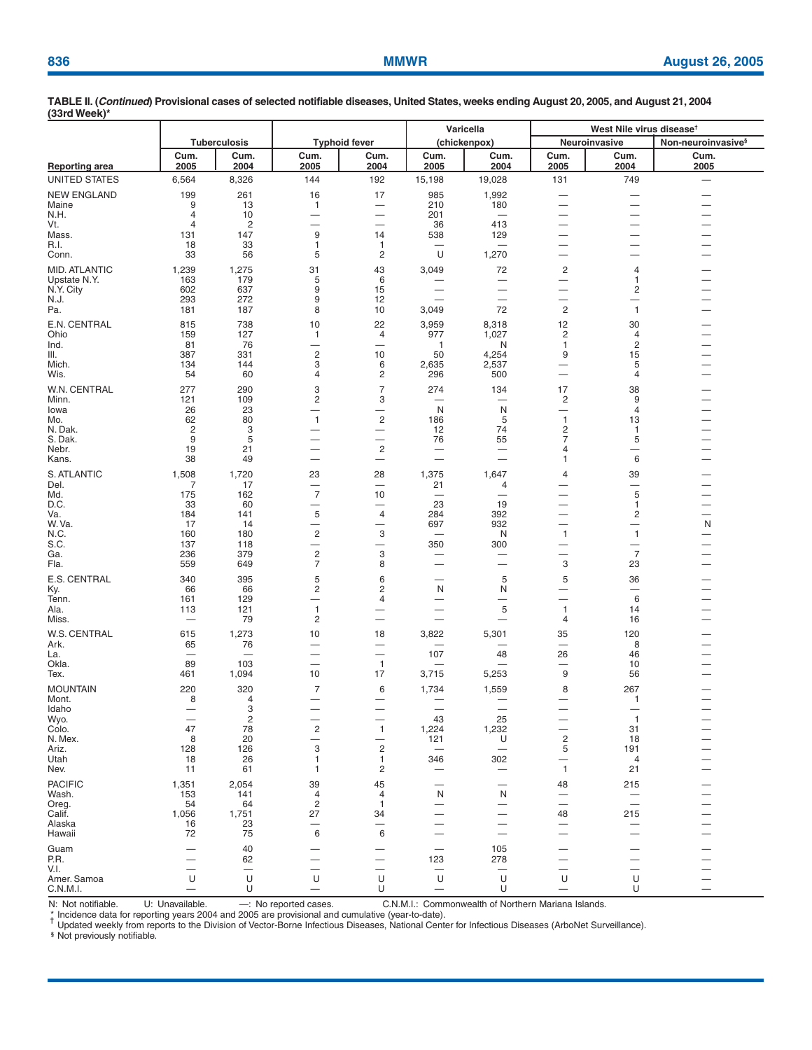**TABLE II. (*Continued*) Provisional cases of selected notifiable diseases, United States, weeks ending August 20, 2005, and August 21, 2004 (33rd Week)***

| | Tuberculosis | | Typhoid fever | | Varicella (chickenpox) | | West Nile virus disease† | | |
|---|---|---|---|---|---|---|---|---|---|
| | | | | | | | Neuroinvasive | | Non-neuroinvasive§ |
| Reporting area | Cum. 2005 | Cum. 2004 | Cum. 2005 | Cum. 2004 | Cum. 2005 | Cum. 2004 | Cum. 2005 | Cum. 2004 | Cum. 2005 |
| UNITED STATES | 6,564 | 8,326 | 144 | 192 | 15,198 | 19,028 | 131 | 749 | — |
| NEW ENGLAND | 199 | 261 | 16 | 17 | 985 | 1,992 | — | — | — |
| Maine | 9 | 13 | 1 | — | 210 | 180 | — | — | — |
| N.H. | 4 | 10 | — | — | 201 | — | — | — | — |
| Vt. | 4 | 2 | — | — | 36 | 413 | — | — | — |
| Mass. | 131 | 147 | 9 | 14 | 538 | 129 | — | — | — |
| R.I. | 18 | 33 | 1 | 1 | — | — | — | — | — |
| Conn. | 33 | 56 | 5 | 2 | U | 1,270 | — | — | — |
| MID. ATLANTIC | 1,239 | 1,275 | 31 | 43 | 3,049 | 72 | 2 | 4 | — |
| Upstate N.Y. | 163 | 179 | 5 | 6 | — | — | — | 1 | — |
| N.Y. City | 602 | 637 | 9 | 15 | — | — | — | 2 | — |
| N.J. | 293 | 272 | 9 | 12 | — | — | — | — | — |
| Pa. | 181 | 187 | 8 | 10 | 3,049 | 72 | 2 | 1 | — |
| E.N. CENTRAL | 815 | 738 | 10 | 22 | 3,959 | 8,318 | 12 | 30 | — |
| Ohio | 159 | 127 | 1 | 4 | 977 | 1,027 | 2 | 4 | — |
| Ind. | 81 | 76 | — | — | 1 | N | 1 | 2 | — |
| Ill. | 387 | 331 | 2 | 10 | 50 | 4,254 | 9 | 15 | — |
| Mich. | 134 | 144 | 3 | 6 | 2,635 | 2,537 | — | 5 | — |
| Wis. | 54 | 60 | 4 | 2 | 296 | 500 | — | 4 | — |
| W.N. CENTRAL | 277 | 290 | 3 | 7 | 274 | 134 | 17 | 38 | — |
| Minn. | 121 | 109 | 2 | 3 | — | — | 2 | 9 | — |
| Iowa | 26 | 23 | — | — | N | N | — | 4 | — |
| Mo. | 62 | 80 | 1 | 2 | 186 | 5 | 1 | 13 | — |
| N. Dak. | 2 | 3 | — | — | 12 | 74 | 2 | 1 | — |
| S. Dak. | 9 | 5 | — | — | 76 | 55 | 7 | 5 | — |
| Nebr. | 19 | 21 | — | 2 | — | — | 4 | — | — |
| Kans. | 38 | 49 | — | — | — | — | 1 | 6 | — |
| S. ATLANTIC | 1,508 | 1,720 | 23 | 28 | 1,375 | 1,647 | 4 | 39 | — |
| Del. | 7 | 17 | — | — | 21 | 4 | — | — | — |
| Md. | 175 | 162 | 7 | 10 | — | — | — | 5 | — |
| D.C. | 33 | 60 | — | — | 23 | 19 | — | 1 | — |
| Va. | 184 | 141 | 5 | 4 | 284 | 392 | — | 2 | — |
| W. Va. | 17 | 14 | — | — | 697 | 932 | — | — | N |
| N.C. | 160 | 180 | 2 | 3 | — | N | 1 | 1 | — |
| S.C. | 137 | 118 | — | — | 350 | 300 | — | — | — |
| Ga. | 236 | 379 | 2 | 3 | — | — | — | 7 | — |
| Fla. | 559 | 649 | 7 | 8 | — | — | 3 | 23 | — |
| E.S. CENTRAL | 340 | 395 | 5 | 6 | — | 5 | 5 | 36 | — |
| Ky. | 66 | 66 | 2 | 2 | N | N | — | — | — |
| Tenn. | 161 | 129 | — | 4 | — | — | — | 6 | — |
| Ala. | 113 | 121 | 1 | — | — | 5 | 1 | 14 | — |
| Miss. | — | 79 | 2 | — | — | — | 4 | 16 | — |
| W.S. CENTRAL | 615 | 1,273 | 10 | 18 | 3,822 | 5,301 | 35 | 120 | — |
| Ark. | 65 | 76 | — | — | — | — | — | 8 | — |
| La. | — | — | — | — | 107 | 48 | 26 | 46 | — |
| Okla. | 89 | 103 | — | 1 | — | — | — | 10 | — |
| Tex. | 461 | 1,094 | 10 | 17 | 3,715 | 5,253 | 9 | 56 | — |
| MOUNTAIN | 220 | 320 | 7 | 6 | 1,734 | 1,559 | 8 | 267 | — |
| Mont. | 8 | 4 | — | — | — | — | — | 1 | — |
| Idaho | — | 3 | — | — | — | — | — | — | — |
| Wyo. | — | 2 | — | — | 43 | 25 | — | 1 | — |
| Colo. | 47 | 78 | 2 | 1 | 1,224 | 1,232 | — | 31 | — |
| N. Mex. | 8 | 20 | — | — | 121 | U | 2 | 18 | — |
| Ariz. | 128 | 126 | 3 | 2 | — | — | 5 | 191 | — |
| Utah | 18 | 26 | 1 | 1 | 346 | 302 | — | 4 | — |
| Nev. | 11 | 61 | 1 | 2 | — | — | 1 | 21 | — |
| PACIFIC | 1,351 | 2,054 | 39 | 45 | — | — | 48 | 215 | — |
| Wash. | 153 | 141 | 4 | 4 | N | N | — | — | — |
| Oreg. | 54 | 64 | 2 | 1 | — | — | — | — | — |
| Calif. | 1,056 | 1,751 | 27 | 34 | — | — | 48 | 215 | — |
| Alaska | 16 | 23 | — | — | — | — | — | — | — |
| Hawaii | 72 | 75 | 6 | 6 | — | — | — | — | — |
| Guam | — | 40 | — | — | — | 105 | — | — | — |
| P.R. | — | 62 | — | — | 123 | 278 | — | — | — |
| V.I. | — | — | — | — | — | — | — | — | — |
| Amer. Samoa | U | U | U | U | U | U | U | U | — |
| C.N.M.I. | — | U | — | U | — | U | — | U | — |

N: Not notifiable. U: Unavailable. —: No reported cases. C.N.M.I.: Commonwealth of Northern Mariana Islands.
\* Incidence data for reporting years 2004 and 2005 are provisional and cumulative (year-to-date).
† Updated weekly from reports to the Division of Vector-Borne Infectious Diseases, National Center for Infectious Diseases (ArboNet Surveillance).
§ Not previously notifiable.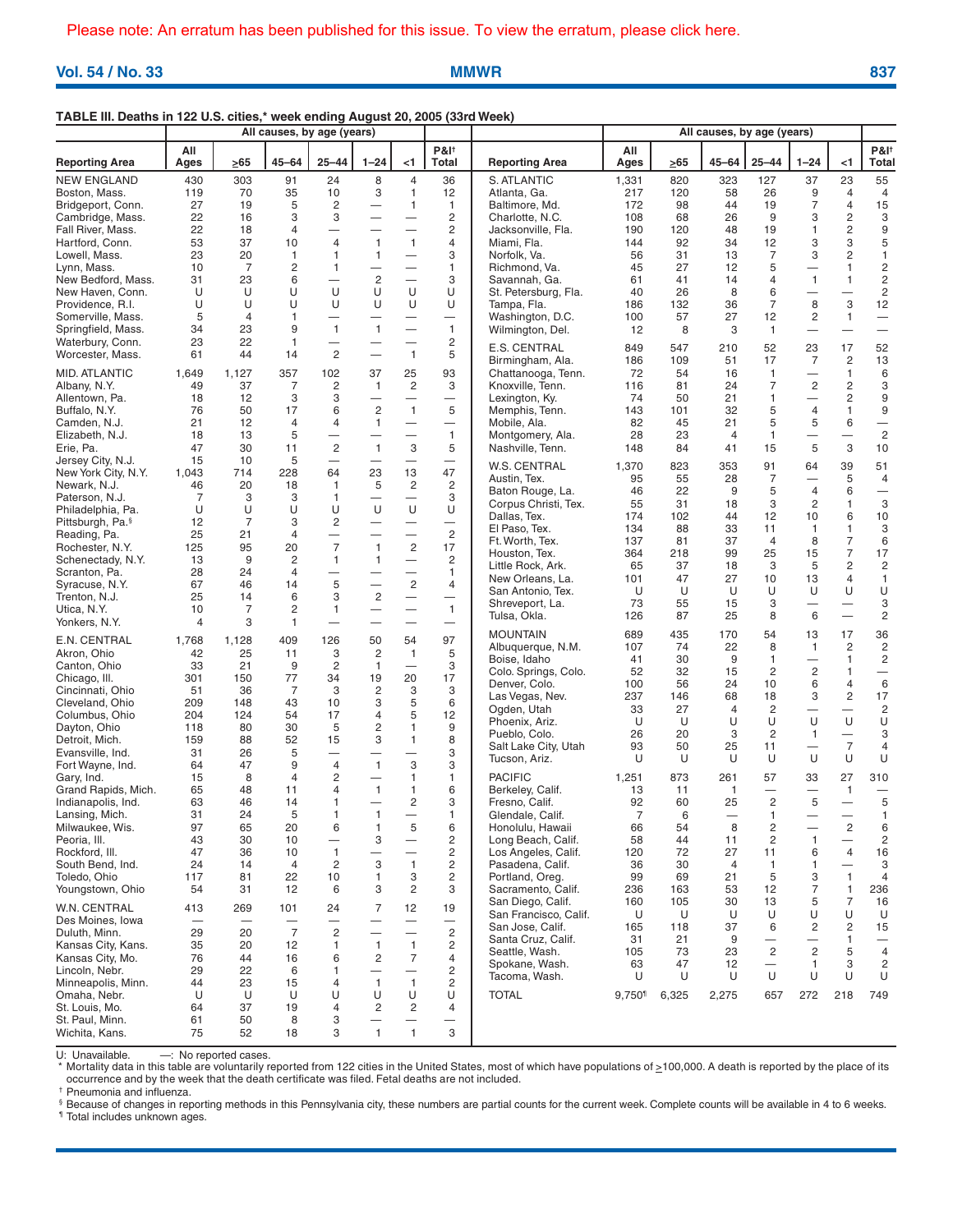Please note: An erratum has been published for this issue. To view the erratum, please click here.

**TABLE III. Deaths in 122 U.S. cities,* week ending August 20, 2005 (33rd Week)**

| Reporting Area | All causes, by age (years) | | | | | | P&I† |
|---|---|---|---|---|---|---|---|
| | All Ages | ≥65 | 45–64 | 25–44 | 1–24 | <1 | Total |
| NEW ENGLAND | 430 | 303 | 91 | 24 | 8 | 4 | 36 |
| Boston, Mass. | 119 | 70 | 35 | 10 | 3 | 1 | 12 |
| Bridgeport, Conn. | 27 | 19 | 5 | 2 | — | 1 | 1 |
| Cambridge, Mass. | 22 | 16 | 3 | 3 | — | — | 2 |
| Fall River, Mass. | 22 | 18 | 4 | — | — | — | 2 |
| Hartford, Conn. | 53 | 37 | 10 | 4 | 1 | 1 | 4 |
| Lowell, Mass. | 23 | 20 | 1 | 1 | 1 | — | 3 |
| Lynn, Mass. | 10 | 7 | 2 | 1 | — | — | 1 |
| New Bedford, Mass. | 31 | 23 | 6 | — | 2 | — | 3 |
| New Haven, Conn. | U | U | U | U | U | U | U |
| Providence, R.I. | U | U | U | U | U | U | U |
| Somerville, Mass. | 5 | 4 | 1 | — | — | — | — |
| Springfield, Mass. | 34 | 23 | 9 | 1 | 1 | — | 1 |
| Waterbury, Conn. | 23 | 22 | 1 | — | — | — | 2 |
| Worcester, Mass. | 61 | 44 | 14 | 2 | — | 1 | 5 |
| MID. ATLANTIC | 1,649 | 1,127 | 357 | 102 | 37 | 25 | 93 |
| Albany, N.Y. | 49 | 37 | 7 | 2 | 1 | 2 | 3 |
| Allentown, Pa. | 18 | 12 | 3 | 3 | — | — | — |
| Buffalo, N.Y. | 76 | 50 | 17 | 6 | 2 | 1 | 5 |
| Camden, N.J. | 21 | 12 | 4 | 4 | 1 | — | — |
| Elizabeth, N.J. | 18 | 13 | 5 | — | — | — | 1 |
| Erie, Pa. | 47 | 30 | 11 | 2 | 1 | 3 | 5 |
| Jersey City, N.J. | 15 | 10 | 5 | — | — | — | — |
| New York City, N.Y. | 1,043 | 714 | 228 | 64 | 23 | 13 | 47 |
| Newark, N.J. | 46 | 20 | 18 | 1 | 5 | 2 | 2 |
| Paterson, N.J. | 7 | 3 | 3 | 1 | — | — | 3 |
| Philadelphia, Pa. | U | U | U | U | U | U | U |
| Pittsburgh, Pa.§ | 12 | 7 | 3 | 2 | — | — | — |
| Reading, Pa. | 25 | 21 | 4 | — | — | — | 2 |
| Rochester, N.Y. | 125 | 95 | 20 | 7 | 1 | 2 | 17 |
| Schenectady, N.Y. | 13 | 9 | 2 | 1 | 1 | — | 2 |
| Scranton, Pa. | 28 | 24 | 4 | — | — | — | 1 |
| Syracuse, N.Y. | 67 | 46 | 14 | 5 | — | 2 | 4 |
| Trenton, N.J. | 25 | 14 | 6 | 3 | 2 | — | — |
| Utica, N.Y. | 10 | 7 | 2 | 1 | — | — | 1 |
| Yonkers, N.Y. | 4 | 3 | 1 | — | — | — | — |
| E.N. CENTRAL | 1,768 | 1,128 | 409 | 126 | 50 | 54 | 97 |
| Akron, Ohio | 42 | 25 | 11 | 3 | 2 | 1 | 5 |
| Canton, Ohio | 33 | 21 | 9 | 2 | 1 | — | 3 |
| Chicago, Ill. | 301 | 150 | 77 | 34 | 19 | 20 | 17 |
| Cincinnati, Ohio | 51 | 36 | 7 | 3 | 2 | 3 | 3 |
| Cleveland, Ohio | 209 | 148 | 43 | 10 | 3 | 5 | 6 |
| Columbus, Ohio | 204 | 124 | 54 | 17 | 4 | 5 | 12 |
| Dayton, Ohio | 118 | 80 | 30 | 5 | 2 | 1 | 9 |
| Detroit, Mich. | 159 | 88 | 52 | 15 | 3 | 1 | 8 |
| Evansville, Ind. | 31 | 26 | 5 | — | — | — | 3 |
| Fort Wayne, Ind. | 64 | 47 | 9 | 4 | 1 | 3 | 3 |
| Gary, Ind. | 15 | 8 | 4 | 2 | — | 1 | 1 |
| Grand Rapids, Mich. | 65 | 48 | 11 | 4 | 1 | 1 | 6 |
| Indianapolis, Ind. | 63 | 46 | 14 | 1 | — | 2 | 3 |
| Lansing, Mich. | 31 | 24 | 5 | 1 | 1 | — | 1 |
| Milwaukee, Wis. | 97 | 65 | 20 | 6 | 1 | 5 | 6 |
| Peoria, Ill. | 43 | 30 | 10 | — | 3 | — | 2 |
| Rockford, Ill. | 47 | 36 | 10 | 1 | — | — | 2 |
| South Bend, Ind. | 24 | 14 | 4 | 2 | 3 | 1 | 2 |
| Toledo, Ohio | 117 | 81 | 22 | 10 | 1 | 3 | 2 |
| Youngstown, Ohio | 54 | 31 | 12 | 6 | 3 | 2 | 3 |
| W.N. CENTRAL | 413 | 269 | 101 | 24 | 7 | 12 | 19 |
| Des Moines, Iowa | — | — | — | — | — | — | — |
| Duluth, Minn. | 29 | 20 | 7 | 2 | — | — | 2 |
| Kansas City, Kans. | 35 | 20 | 12 | 1 | 1 | 1 | 2 |
| Kansas City, Mo. | 76 | 44 | 16 | 6 | 2 | 7 | 4 |
| Lincoln, Nebr. | 29 | 22 | 6 | 1 | — | — | 2 |
| Minneapolis, Minn. | 44 | 23 | 15 | 4 | 1 | 1 | 2 |
| Omaha, Nebr. | U | U | U | U | U | U | U |
| St. Louis, Mo. | 64 | 37 | 19 | 4 | 2 | 2 | 4 |
| St. Paul, Minn. | 61 | 50 | 8 | 3 | — | — | — |
| Wichita, Kans. | 75 | 52 | 18 | 3 | 1 | 1 | 3 |
| S. ATLANTIC | 1,331 | 820 | 323 | 127 | 37 | 23 | 55 |
| Atlanta, Ga. | 217 | 120 | 58 | 26 | 9 | 4 | 4 |
| Baltimore, Md. | 172 | 98 | 44 | 19 | 7 | 4 | 15 |
| Charlotte, N.C. | 108 | 68 | 26 | 9 | 3 | 2 | 3 |
| Jacksonville, Fla. | 190 | 120 | 48 | 19 | 1 | 2 | 9 |
| Miami, Fla. | 144 | 92 | 34 | 12 | 3 | 3 | 5 |
| Norfolk, Va. | 56 | 31 | 13 | 7 | 3 | 2 | 1 |
| Richmond, Va. | 45 | 27 | 12 | 5 | — | 1 | 2 |
| Savannah, Ga. | 61 | 41 | 14 | 4 | 1 | 1 | 2 |
| St. Petersburg, Fla. | 40 | 26 | 8 | 6 | — | — | 2 |
| Tampa, Fla. | 186 | 132 | 36 | 7 | 8 | 3 | 12 |
| Washington, D.C. | 100 | 57 | 27 | 12 | 2 | 1 | — |
| Wilmington, Del. | 12 | 8 | 3 | 1 | — | — | — |
| E.S. CENTRAL | 849 | 547 | 210 | 52 | 23 | 17 | 52 |
| Birmingham, Ala. | 186 | 109 | 51 | 17 | 7 | 2 | 13 |
| Chattanooga, Tenn. | 72 | 54 | 16 | 1 | — | 1 | 6 |
| Knoxville, Tenn. | 116 | 81 | 24 | 7 | 2 | 2 | 3 |
| Lexington, Ky. | 74 | 50 | 21 | 1 | — | 2 | 9 |
| Memphis, Tenn. | 143 | 101 | 32 | 5 | 4 | 1 | 9 |
| Mobile, Ala. | 82 | 45 | 21 | 5 | 5 | 6 | — |
| Montgomery, Ala. | 28 | 23 | 4 | 1 | — | — | 2 |
| Nashville, Tenn. | 148 | 84 | 41 | 15 | 5 | 3 | 10 |
| W.S. CENTRAL | 1,370 | 823 | 353 | 91 | 64 | 39 | 51 |
| Austin, Tex. | 95 | 55 | 28 | 7 | — | 5 | 4 |
| Baton Rouge, La. | 46 | 22 | 9 | 5 | 4 | 6 | — |
| Corpus Christi, Tex. | 55 | 31 | 18 | 3 | 2 | 1 | 3 |
| Dallas, Tex. | 174 | 102 | 44 | 12 | 10 | 6 | 10 |
| El Paso, Tex. | 134 | 88 | 33 | 11 | 1 | 1 | 3 |
| Ft. Worth, Tex. | 137 | 81 | 37 | 4 | 8 | 7 | 6 |
| Houston, Tex. | 364 | 218 | 99 | 25 | 15 | 7 | 17 |
| Little Rock, Ark. | 65 | 37 | 18 | 3 | 5 | 2 | 2 |
| New Orleans, La. | 101 | 47 | 27 | 10 | 13 | 4 | 1 |
| San Antonio, Tex. | U | U | U | U | U | U | U |
| Shreveport, La. | 73 | 55 | 15 | 3 | — | — | 3 |
| Tulsa, Okla. | 126 | 87 | 25 | 8 | 6 | — | 2 |
| MOUNTAIN | 689 | 435 | 170 | 54 | 13 | 17 | 36 |
| Albuquerque, N.M. | 107 | 74 | 22 | 8 | 1 | 2 | 2 |
| Boise, Idaho | 41 | 30 | 9 | 1 | — | 1 | 2 |
| Colo. Springs, Colo. | 52 | 32 | 15 | 2 | 2 | 1 | — |
| Denver, Colo. | 100 | 56 | 24 | 10 | 6 | 4 | 6 |
| Las Vegas, Nev. | 237 | 146 | 68 | 18 | 3 | 2 | 17 |
| Ogden, Utah | 33 | 27 | 4 | 2 | — | — | 2 |
| Phoenix, Ariz. | U | U | U | U | U | U | U |
| Pueblo, Colo. | 26 | 20 | 3 | 2 | 1 | — | 3 |
| Salt Lake City, Utah | 93 | 50 | 25 | 11 | — | 7 | 4 |
| Tucson, Ariz. | U | U | U | U | U | U | U |
| PACIFIC | 1,251 | 873 | 261 | 57 | 33 | 27 | 310 |
| Berkeley, Calif. | 13 | 11 | 1 | — | — | 1 | — |
| Fresno, Calif. | 92 | 60 | 25 | 2 | 5 | — | 5 |
| Glendale, Calif. | 7 | 6 | — | 1 | — | — | 1 |
| Honolulu, Hawaii | 66 | 54 | 8 | 2 | — | 2 | 6 |
| Long Beach, Calif. | 58 | 44 | 11 | 2 | 1 | — | 2 |
| Los Angeles, Calif. | 120 | 72 | 27 | 11 | 6 | 4 | 16 |
| Pasadena, Calif. | 36 | 30 | 4 | 1 | 1 | — | 3 |
| Portland, Oreg. | 99 | 69 | 21 | 5 | 3 | 1 | 4 |
| Sacramento, Calif. | 236 | 163 | 53 | 12 | 7 | 1 | 236 |
| San Diego, Calif. | 160 | 105 | 30 | 13 | 5 | 7 | 16 |
| San Francisco, Calif. | U | U | U | U | U | U | U |
| San Jose, Calif. | 165 | 118 | 37 | 6 | 2 | 2 | 15 |
| Santa Cruz, Calif. | 31 | 21 | 9 | — | — | 1 | — |
| Seattle, Wash. | 105 | 73 | 23 | 2 | 2 | 5 | 4 |
| Spokane, Wash. | 63 | 47 | 12 | — | 1 | 3 | 2 |
| Tacoma, Wash. | U | U | U | U | U | U | U |
| TOTAL | 9,750¶ | 6,325 | 2,275 | 657 | 272 | 218 | 749 |

U: Unavailable. —: No reported cases.

\* Mortality data in this table are voluntarily reported from 122 cities in the United States, most of which have populations of ≥100,000. A death is reported by the place of its occurrence and by the week that the death certificate was filed. Fetal deaths are not included.

† Pneumonia and influenza.

§ Because of changes in reporting methods in this Pennsylvania city, these numbers are partial counts for the current week. Complete counts will be available in 4 to 6 weeks.

¶ Total includes unknown ages.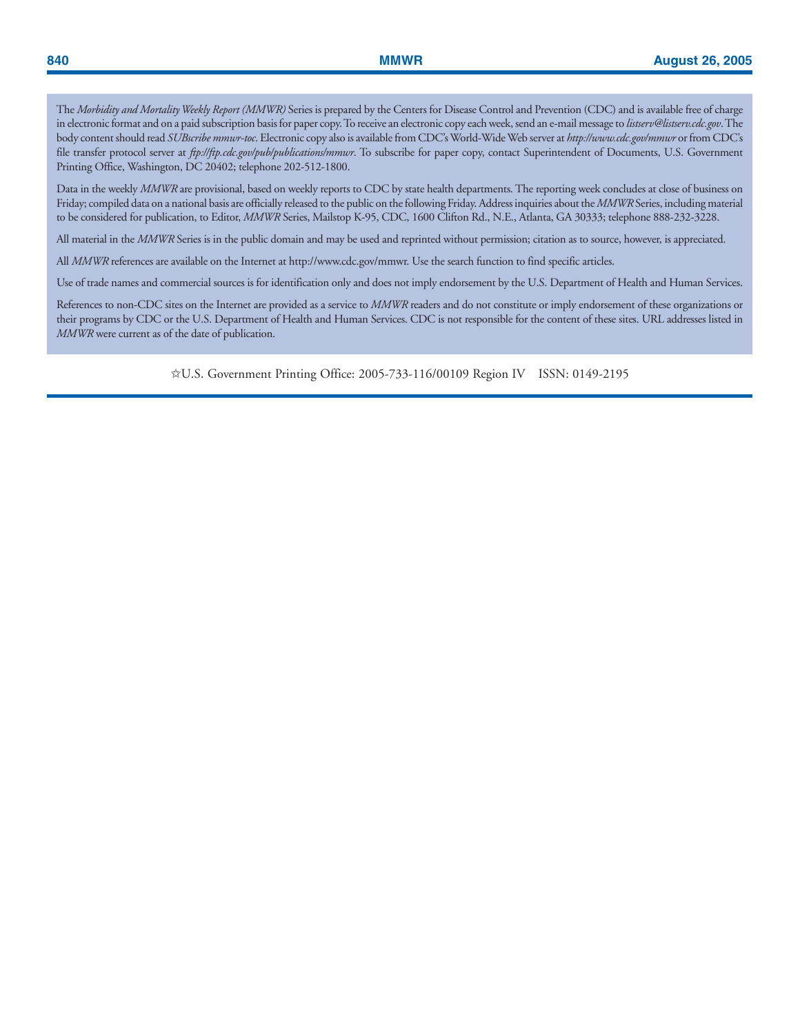The *Morbidity and Mortality Weekly Report (MMWR)* Series is prepared by the Centers for Disease Control and Prevention (CDC) and is available free of charge in electronic format and on a paid subscription basis for paper copy. To receive an electronic copy each week, send an e-mail message to *listserv@listserv.cdc.gov*. The body content should read *SUBscribe mmwr-toc*. Electronic copy also is available from CDC's World-Wide Web server at *http://www.cdc.gov/mmwr* or from CDC's file transfer protocol server at *ftp://ftp.cdc.gov/pub/publications/mmwr*. To subscribe for paper copy, contact Superintendent of Documents, U.S. Government Printing Office, Washington, DC 20402; telephone 202-512-1800.

Data in the weekly *MMWR* are provisional, based on weekly reports to CDC by state health departments. The reporting week concludes at close of business on Friday; compiled data on a national basis are officially released to the public on the following Friday. Address inquiries about the *MMWR* Series, including material to be considered for publication, to Editor, *MMWR* Series, Mailstop K-95, CDC, 1600 Clifton Rd., N.E., Atlanta, GA 30333; telephone 888-232-3228.

All material in the *MMWR* Series is in the public domain and may be used and reprinted without permission; citation as to source, however, is appreciated.

All *MMWR* references are available on the Internet at http://www.cdc.gov/mmwr. Use the search function to find specific articles.

Use of trade names and commercial sources is for identification only and does not imply endorsement by the U.S. Department of Health and Human Services.

References to non-CDC sites on the Internet are provided as a service to *MMWR* readers and do not constitute or imply endorsement of these organizations or their programs by CDC or the U.S. Department of Health and Human Services. CDC is not responsible for the content of these sites. URL addresses listed in *MMWR* were current as of the date of publication.

☆U.S. Government Printing Office: 2005-733-116/00109 Region IV ISSN: 0149-2195